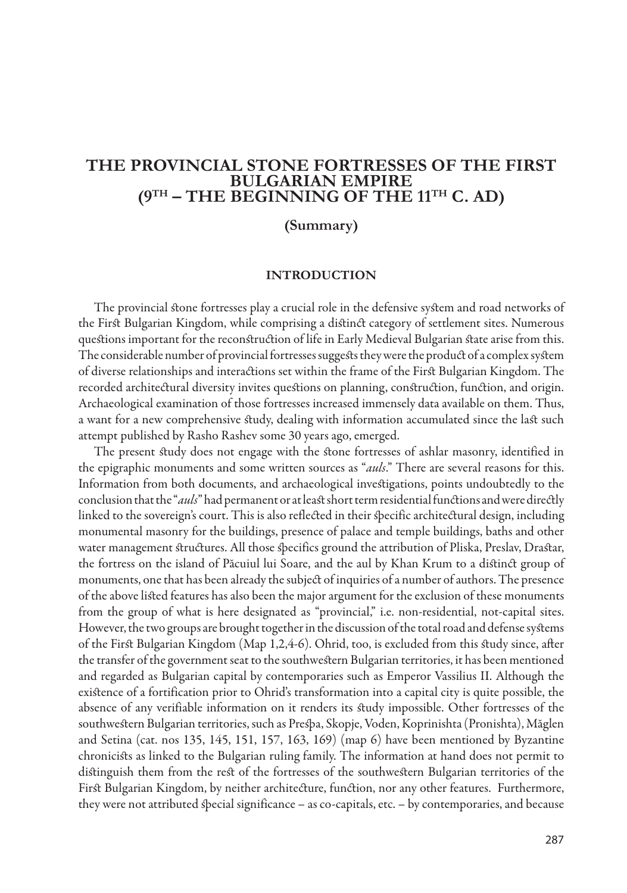# THE PROVINCIAL STONE FORTRESSES OF THE FIRST BULGARIAN EMPIRE (9TH – THE BEGINNING OF THE 11TH C. AD)

## (Summary)

### INTRODUCTION

The provincial stone fortresses play a crucial role in the defensive system and road networks of the First Bulgarian Kingdom, while comprising a distinct category of settlement sites. Numerous questions important for the reconstruction of life in Early Medieval Bulgarian state arise from this. The considerable number of provincial fortresses suggests they were the product of a complex system of diverse relationships and interactions set within the frame of the First Bulgarian Kingdom. The recorded architectural diversity invites questions on planning, construction, function, and origin. Archaeological examination of those fortresses increased immensely data available on them. Thus, a want for a new comprehensive study, dealing with information accumulated since the last such attempt published by Rasho Rashev some 30 years ago, emerged.

The present study does not engage with the stone fortresses of ashlar masonry, identified in the epigraphic monuments and some written sources as "*auls*." There are several reasons for this. Information from both documents, and archaeological investigations, points undoubtedly to the conclusion that the "*auls*" had permanent or at least short term residential functions and were directly linked to the sovereign's court. This is also reflected in their specific architectural design, including monumental masonry for the buildings, presence of palace and temple buildings, baths and other water management structures. All those specifics ground the attribution of Pliska, Preslav, Drastar, the fortress on the island of Păcuiul lui Soare, and the aul by Khan Krum to a distinct group of monuments, one that has been already the subject of inquiries of a number of authors. The presence of the above listed features has also been the major argument for the exclusion of these monuments from the group of what is here designated as "provincial," i.e. non-residential, not-capital sites. However, the two groups are brought together in the discussion of the total road and defense systems of the First Bulgarian Kingdom (Map 1,2,4-6). Ohrid, too, is excluded from this study since, after the transfer of the government seat to the southwestern Bulgarian territories, it has been mentioned and regarded as Bulgarian capital by contemporaries such as Emperor Vassilius II. Although the existence of a fortification prior to Ohrid's transformation into a capital city is quite possible, the absence of any verifiable information on it renders its study impossible. Other fortresses of the southwestern Bulgarian territories, such as Prespa, Skopje, Voden, Koprinishta (Pronishta), Măglen and Setina (cat. nos 135, 145, 151, 157, 163, 169) (map 6) have been mentioned by Byzantine chroniclists as linked to the Bulgarian ruling family. The information at hand does not permit to distinguish them from the rest of the fortresses of the southwestern Bulgarian territories of the First Bulgarian Kingdom, by neither architecture, function, nor any other features. Furthermore, they were not attributed special significance – as co-capitals, etc. – by contemporaries, and because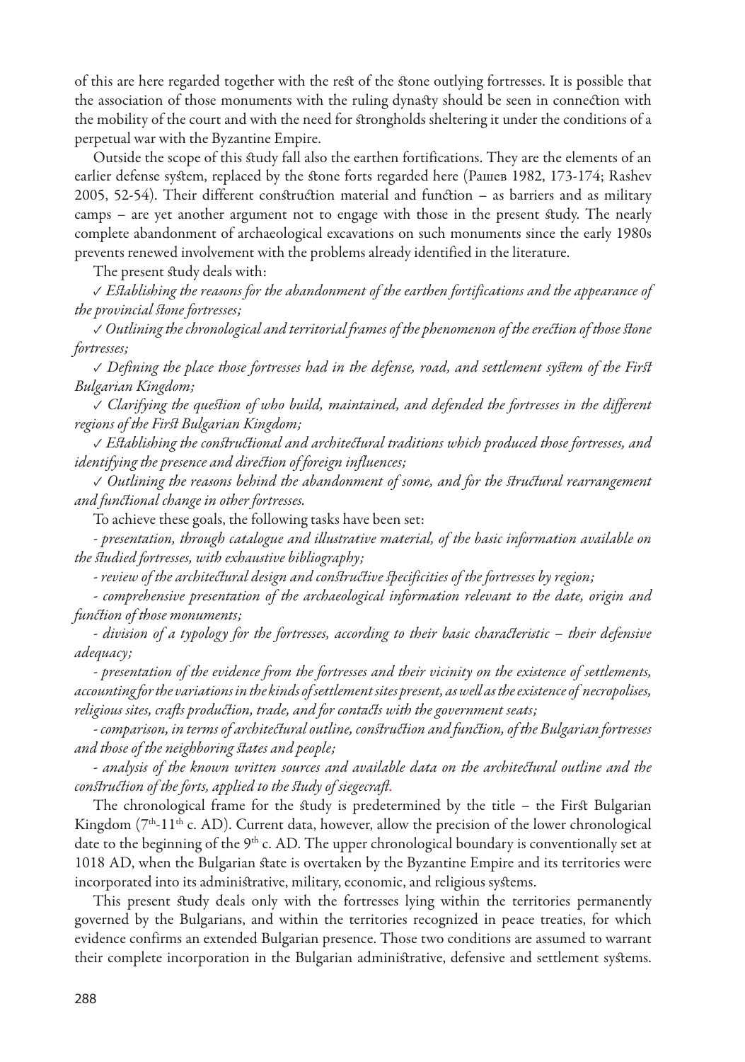of this are here regarded together with the rest of the stone outlying fortresses. It is possible that the association of those monuments with the ruling dynasty should be seen in connection with the mobility of the court and with the need for strongholds sheltering it under the conditions of a perpetual war with the Byzantine Empire.

Outside the scope of this study fall also the earthen fortifications. They are the elements of an earlier defense system, replaced by the stone forts regarded here (Рашев 1982, 173-174; Rashev 2005, 52-54). Their different construction material and function – as barriers and as military camps – are yet another argument not to engage with those in the present study. The nearly complete abandonment of archaeological excavations on such monuments since the early 1980s prevents renewed involvement with the problems already identified in the literature.

The present study deals with:

✓ *Establishing the reasons for the abandonment of the earthen fortifications and the appearance of the provincial stone fortresses;*

✓ *Outlining the chronological and territorial frames of the phenomenon of the erection of those stone fortresses;*

✓ *Defining the place those fortresses had in the defense, road, and settlement system of the First Bulgarian Kingdom;*

✓ *Clarifying the question of who build, maintained, and defended the fortresses in the different regions of the First Bulgarian Kingdom;*

✓ *Establishing the constructional and architectural traditions which produced those fortresses, and identifying the presence and direction of foreign influences;*

✓ *Outlining the reasons behind the abandonment of some, and for the structural rearrangement and functional change in other fortresses.*

To achieve these goals, the following tasks have been set:

*- presentation, through catalogue and illustrative material, of the basic information available on the studied fortresses, with exhaustive bibliography;*

*- review of the architectural design and constructive specificities of the fortresses by region;*

*- comprehensive presentation of the archaeological information relevant to the date, origin and function of those monuments;*

*- division of a typology for the fortresses, according to their basic characteristic – their defensive adequacy;*

*- presentation of the evidence from the fortresses and their vicinity on the existence of settlements, accounting for the variations in the kinds of settlement sites present, as well as the existence of necropolises, religious sites, crafts production, trade, and for contacts with the government seats;*

*- comparison, in terms of architectural outline, construction and function, of the Bulgarian fortresses and those of the neighboring states and people;*

*- analysis of the known written sources and available data on the architectural outline and the construction of the forts, applied to the study of siegecraft.*

The chronological frame for the study is predetermined by the title – the First Bulgarian Kingdom (7th-11th c. AD). Current data, however, allow the precision of the lower chronological date to the beginning of the 9th c. AD. The upper chronological boundary is conventionally set at 1018 AD, when the Bulgarian state is overtaken by the Byzantine Empire and its territories were incorporated into its administrative, military, economic, and religious systems.

This present study deals only with the fortresses lying within the territories permanently governed by the Bulgarians, and within the territories recognized in peace treaties, for which evidence confirms an extended Bulgarian presence. Those two conditions are assumed to warrant their complete incorporation in the Bulgarian administrative, defensive and settlement systems.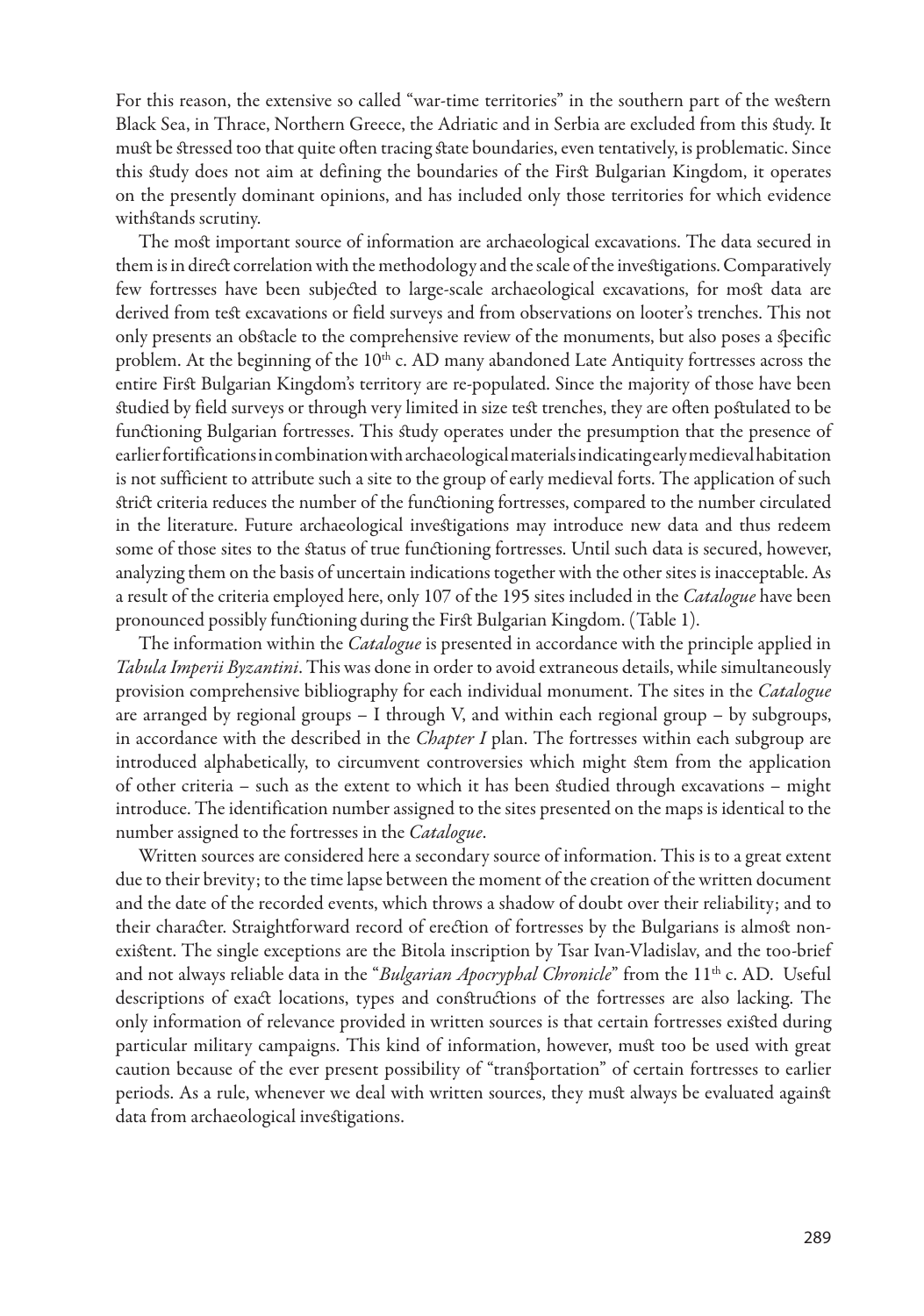For this reason, the extensive so called "war-time territories" in the southern part of the western Black Sea, in Thrace, Northern Greece, the Adriatic and in Serbia are excluded from this study. It must be stressed too that quite often tracing state boundaries, even tentatively, is problematic. Since this study does not aim at defining the boundaries of the First Bulgarian Kingdom, it operates on the presently dominant opinions, and has included only those territories for which evidence withstands scrutiny.

The most important source of information are archaeological excavations. The data secured in them is in direct correlation with the methodology and the scale of the investigations. Comparatively few fortresses have been subjected to large-scale archaeological excavations, for most data are derived from test excavations or field surveys and from observations on looter's trenches. This not only presents an obstacle to the comprehensive review of the monuments, but also poses a specific problem. At the beginning of the 10th c. AD many abandoned Late Antiquity fortresses across the entire First Bulgarian Kingdom's territory are re-populated. Since the majority of those have been studied by field surveys or through very limited in size test trenches, they are often postulated to be functioning Bulgarian fortresses. This study operates under the presumption that the presence of earlier fortifications in combination with archaeological materials indicating early medieval habitation is not sufficient to attribute such a site to the group of early medieval forts. The application of such strict criteria reduces the number of the functioning fortresses, compared to the number circulated in the literature. Future archaeological investigations may introduce new data and thus redeem some of those sites to the status of true functioning fortresses. Until such data is secured, however, analyzing them on the basis of uncertain indications together with the other sites is inacceptable. As a result of the criteria employed here, only 107 of the 195 sites included in the *Catalogue* have been pronounced possibly functioning during the First Bulgarian Kingdom. (Table 1).

The information within the *Catalogue* is presented in accordance with the principle applied in *Tabula Imperii Byzantini*. This was done in order to avoid extraneous details, while simultaneously provision comprehensive bibliography for each individual monument. The sites in the *Catalogue* are arranged by regional groups – I through V, and within each regional group – by subgroups, in accordance with the described in the *Chapter I* plan. The fortresses within each subgroup are introduced alphabetically, to circumvent controversies which might stem from the application of other criteria – such as the extent to which it has been studied through excavations – might introduce. The identification number assigned to the sites presented on the maps is identical to the number assigned to the fortresses in the *Catalogue*.

Written sources are considered here a secondary source of information. This is to a great extent due to their brevity; to the time lapse between the moment of the creation of the written document and the date of the recorded events, which throws a shadow of doubt over their reliability; and to their character. Straightforward record of erection of fortresses by the Bulgarians is almost non-existent. The single exceptions are the Bitola inscription by Tsar Ivan-Vladislav, and the too-brief and not always reliable data in the "*Bulgarian Apocryphal Chronicle*" from the 11th c. AD. Useful descriptions of exact locations, types and constructions of the fortresses are also lacking. The only information of relevance provided in written sources is that certain fortresses existed during particular military campaigns. This kind of information, however, must too be used with great caution because of the ever present possibility of "transportation" of certain fortresses to earlier periods. As a rule, whenever we deal with written sources, they must always be evaluated against data from archaeological investigations.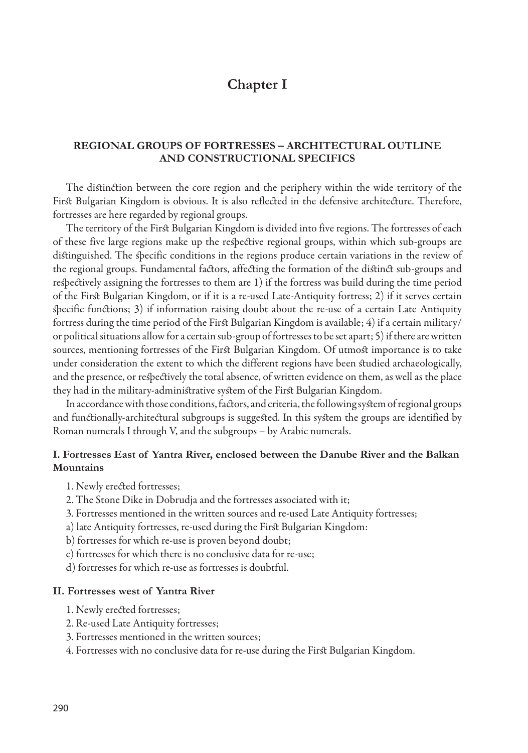# Chapter I

## REGIONAL GROUPS OF FORTRESSES – ARCHITECTURAL OUTLINE AND CONSTRUCTIONAL SPECIFICS

The distinction between the core region and the periphery within the wide territory of the First Bulgarian Kingdom is obvious. It is also reflected in the defensive architecture. Therefore, fortresses are here regarded by regional groups.

The territory of the First Bulgarian Kingdom is divided into five regions. The fortresses of each of these five large regions make up the respective regional groups, within which sub-groups are distinguished. The specific conditions in the regions produce certain variations in the review of the regional groups. Fundamental factors, affecting the formation of the distinct sub-groups and respectively assigning the fortresses to them are 1) if the fortress was build during the time period of the First Bulgarian Kingdom, or if it is a re-used Late-Antiquity fortress; 2) if it serves certain specific functions; 3) if information raising doubt about the re-use of a certain Late Antiquity fortress during the time period of the First Bulgarian Kingdom is available; 4) if a certain military/ or political situations allow for a certain sub-group of fortresses to be set apart; 5) if there are written sources, mentioning fortresses of the First Bulgarian Kingdom. Of utmost importance is to take under consideration the extent to which the different regions have been studied archaeologically, and the presence, or respectively the total absence, of written evidence on them, as well as the place they had in the military-administrative system of the First Bulgarian Kingdom.

In accordance with those conditions, factors, and criteria, the following system of regional groups and functionally-architectural subgroups is suggested. In this system the groups are identified by Roman numerals I through V, and the subgroups – by Arabic numerals.

### I. Fortresses East of Yantra River, enclosed between the Danube River and the Balkan Mountains

1. Newly erected fortresses;
2. The Stone Dike in Dobrudja and the fortresses associated with it;
3. Fortresses mentioned in the written sources and re-used Late Antiquity fortresses;

a) late Antiquity fortresses, re-used during the First Bulgarian Kingdom:

b) fortresses for which re-use is proven beyond doubt;

c) fortresses for which there is no conclusive data for re-use;

d) fortresses for which re-use as fortresses is doubtful.

### II. Fortresses west of Yantra River

1. Newly erected fortresses;
2. Re-used Late Antiquity fortresses;
3. Fortresses mentioned in the written sources;
4. Fortresses with no conclusive data for re-use during the First Bulgarian Kingdom.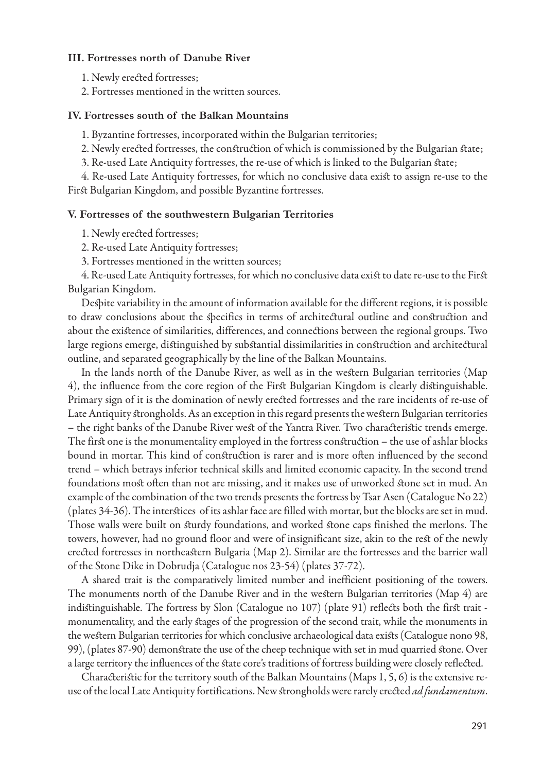### III. Fortresses north of Danube River

1. Newly erected fortresses;
2. Fortresses mentioned in the written sources.

### IV. Fortresses south of the Balkan Mountains

1. Byzantine fortresses, incorporated within the Bulgarian territories;
2. Newly erected fortresses, the construction of which is commissioned by the Bulgarian state;
3. Re-used Late Antiquity fortresses, the re-use of which is linked to the Bulgarian state;
4. Re-used Late Antiquity fortresses, for which no conclusive data exist to assign re-use to the First Bulgarian Kingdom, and possible Byzantine fortresses.

### V. Fortresses of the southwestern Bulgarian Territories

1. Newly erected fortresses;
2. Re-used Late Antiquity fortresses;
3. Fortresses mentioned in the written sources;
4. Re-used Late Antiquity fortresses, for which no conclusive data exist to date re-use to the First Bulgarian Kingdom.

Despite variability in the amount of information available for the different regions, it is possible to draw conclusions about the specifics in terms of architectural outline and construction and about the existence of similarities, differences, and connections between the regional groups. Two large regions emerge, distinguished by substantial dissimilarities in construction and architectural outline, and separated geographically by the line of the Balkan Mountains.

In the lands north of the Danube River, as well as in the western Bulgarian territories (Map 4), the influence from the core region of the First Bulgarian Kingdom is clearly distinguishable. Primary sign of it is the domination of newly erected fortresses and the rare incidents of re-use of Late Antiquity strongholds. As an exception in this regard presents the western Bulgarian territories – the right banks of the Danube River west of the Yantra River. Two characteristic trends emerge. The first one is the monumentality employed in the fortress construction – the use of ashlar blocks bound in mortar. This kind of construction is rarer and is more often influenced by the second trend – which betrays inferior technical skills and limited economic capacity. In the second trend foundations most often than not are missing, and it makes use of unworked stone set in mud. An example of the combination of the two trends presents the fortress by Tsar Asen (Catalogue No 22) (plates 34-36). The interstices of its ashlar face are filled with mortar, but the blocks are set in mud. Those walls were built on sturdy foundations, and worked stone caps finished the merlons. The towers, however, had no ground floor and were of insignificant size, akin to the rest of the newly erected fortresses in northeastern Bulgaria (Map 2). Similar are the fortresses and the barrier wall of the Stone Dike in Dobrudja (Catalogue nos 23-54) (plates 37-72).

A shared trait is the comparatively limited number and inefficient positioning of the towers. The monuments north of the Danube River and in the western Bulgarian territories (Map 4) are indistinguishable. The fortress by Slon (Catalogue no 107) (plate 91) reflects both the first trait - monumentality, and the early stages of the progression of the second trait, while the monuments in the western Bulgarian territories for which conclusive archaeological data exists (Catalogue nono 98, 99), (plates 87-90) demonstrate the use of the cheep technique with set in mud quarried stone. Over a large territory the influences of the state core's traditions of fortress building were closely reflected.

Characteristic for the territory south of the Balkan Mountains (Maps 1, 5, 6) is the extensive re-use of the local Late Antiquity fortifications. New strongholds were rarely erected *ad fundamentum*.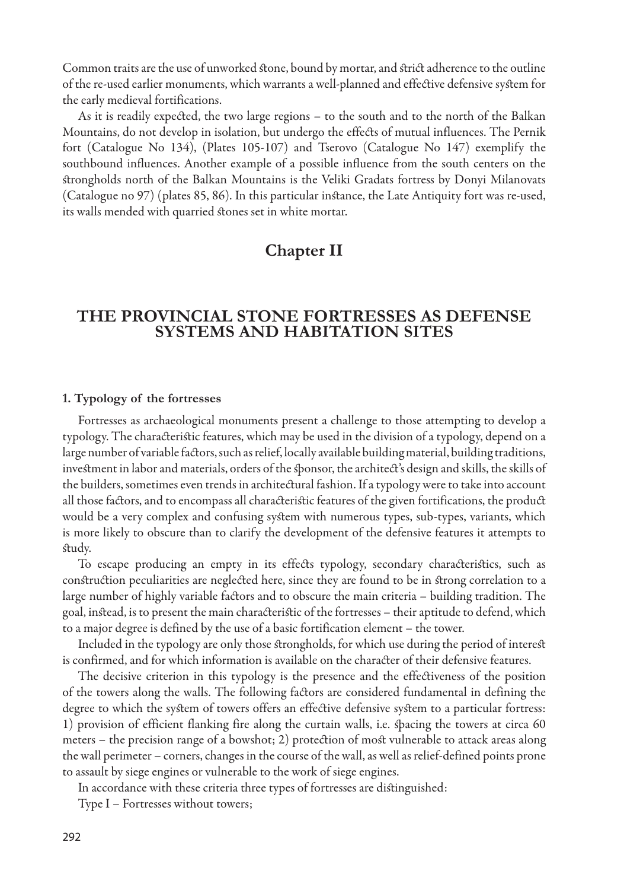Common traits are the use of unworked stone, bound by mortar, and strict adherence to the outline of the re-used earlier monuments, which warrants a well-planned and effective defensive system for the early medieval fortifications.

As it is readily expected, the two large regions – to the south and to the north of the Balkan Mountains, do not develop in isolation, but undergo the effects of mutual influences. The Pernik fort (Catalogue No 134), (Plates 105-107) and Tserovo (Catalogue No 147) exemplify the southbound influences. Another example of a possible influence from the south centers on the strongholds north of the Balkan Mountains is the Veliki Gradats fortress by Donyi Milanovats (Catalogue no 97) (plates 85, 86). In this particular instance, the Late Antiquity fort was re-used, its walls mended with quarried stones set in white mortar.

# Chapter II

## THE PROVINCIAL STONE FORTRESSES AS DEFENSE SYSTEMS AND HABITATION SITES

### 1. Typology of the fortresses

Fortresses as archaeological monuments present a challenge to those attempting to develop a typology. The characteristic features, which may be used in the division of a typology, depend on a large number of variable factors, such as relief, locally available building material, building traditions, investment in labor and materials, orders of the sponsor, the architect's design and skills, the skills of the builders, sometimes even trends in architectural fashion. If a typology were to take into account all those factors, and to encompass all characteristic features of the given fortifications, the product would be a very complex and confusing system with numerous types, sub-types, variants, which is more likely to obscure than to clarify the development of the defensive features it attempts to study.

To escape producing an empty in its effects typology, secondary characteristics, such as construction peculiarities are neglected here, since they are found to be in strong correlation to a large number of highly variable factors and to obscure the main criteria – building tradition. The goal, instead, is to present the main characteristic of the fortresses – their aptitude to defend, which to a major degree is defined by the use of a basic fortification element – the tower.

Included in the typology are only those strongholds, for which use during the period of interest is confirmed, and for which information is available on the character of their defensive features.

The decisive criterion in this typology is the presence and the effectiveness of the position of the towers along the walls. The following factors are considered fundamental in defining the degree to which the system of towers offers an effective defensive system to a particular fortress: 1) provision of efficient flanking fire along the curtain walls, i.e. spacing the towers at circa 60 meters – the precision range of a bowshot; 2) protection of most vulnerable to attack areas along the wall perimeter – corners, changes in the course of the wall, as well as relief-defined points prone to assault by siege engines or vulnerable to the work of siege engines.

In accordance with these criteria three types of fortresses are distinguished:

Type I – Fortresses without towers;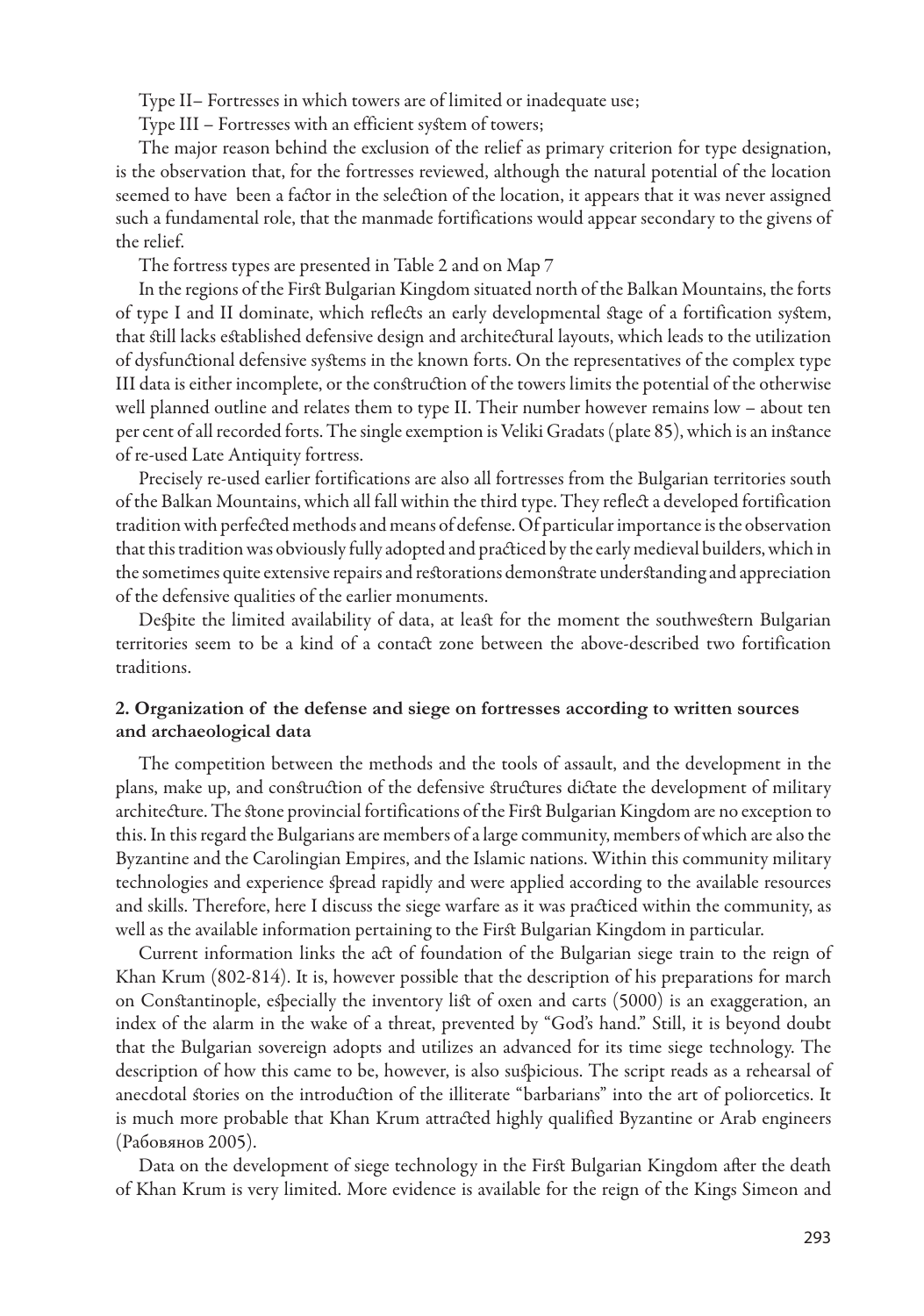Type II– Fortresses in which towers are of limited or inadequate use;

Type III – Fortresses with an efficient system of towers;

The major reason behind the exclusion of the relief as primary criterion for type designation, is the observation that, for the fortresses reviewed, although the natural potential of the location seemed to have been a factor in the selection of the location, it appears that it was never assigned such a fundamental role, that the manmade fortifications would appear secondary to the givens of the relief.

The fortress types are presented in Table 2 and on Map 7

In the regions of the First Bulgarian Kingdom situated north of the Balkan Mountains, the forts of type I and II dominate, which reflects an early developmental stage of a fortification system, that still lacks established defensive design and architectural layouts, which leads to the utilization of dysfunctional defensive systems in the known forts. On the representatives of the complex type III data is either incomplete, or the construction of the towers limits the potential of the otherwise well planned outline and relates them to type II. Their number however remains low – about ten per cent of all recorded forts. The single exemption is Veliki Gradats (plate 85), which is an instance of re-used Late Antiquity fortress.

Precisely re-used earlier fortifications are also all fortresses from the Bulgarian territories south of the Balkan Mountains, which all fall within the third type. They reflect a developed fortification tradition with perfected methods and means of defense. Of particular importance is the observation that this tradition was obviously fully adopted and practiced by the early medieval builders, which in the sometimes quite extensive repairs and restorations demonstrate understanding and appreciation of the defensive qualities of the earlier monuments.

Despite the limited availability of data, at least for the moment the southwestern Bulgarian territories seem to be a kind of a contact zone between the above-described two fortification traditions.

## 2. Organization of the defense and siege on fortresses according to written sources and archaeological data

The competition between the methods and the tools of assault, and the development in the plans, make up, and construction of the defensive structures dictate the development of military architecture. The stone provincial fortifications of the First Bulgarian Kingdom are no exception to this. In this regard the Bulgarians are members of a large community, members of which are also the Byzantine and the Carolingian Empires, and the Islamic nations. Within this community military technologies and experience spread rapidly and were applied according to the available resources and skills. Therefore, here I discuss the siege warfare as it was practiced within the community, as well as the available information pertaining to the First Bulgarian Kingdom in particular.

Current information links the act of foundation of the Bulgarian siege train to the reign of Khan Krum (802-814). It is, however possible that the description of his preparations for march on Constantinople, especially the inventory list of oxen and carts (5000) is an exaggeration, an index of the alarm in the wake of a threat, prevented by "God's hand." Still, it is beyond doubt that the Bulgarian sovereign adopts and utilizes an advanced for its time siege technology. The description of how this came to be, however, is also suspicious. The script reads as a rehearsal of anecdotal stories on the introduction of the illiterate "barbarians" into the art of poliorcetics. It is much more probable that Khan Krum attracted highly qualified Byzantine or Arab engineers (Рабовянов 2005).

Data on the development of siege technology in the First Bulgarian Kingdom after the death of Khan Krum is very limited. More evidence is available for the reign of the Kings Simeon and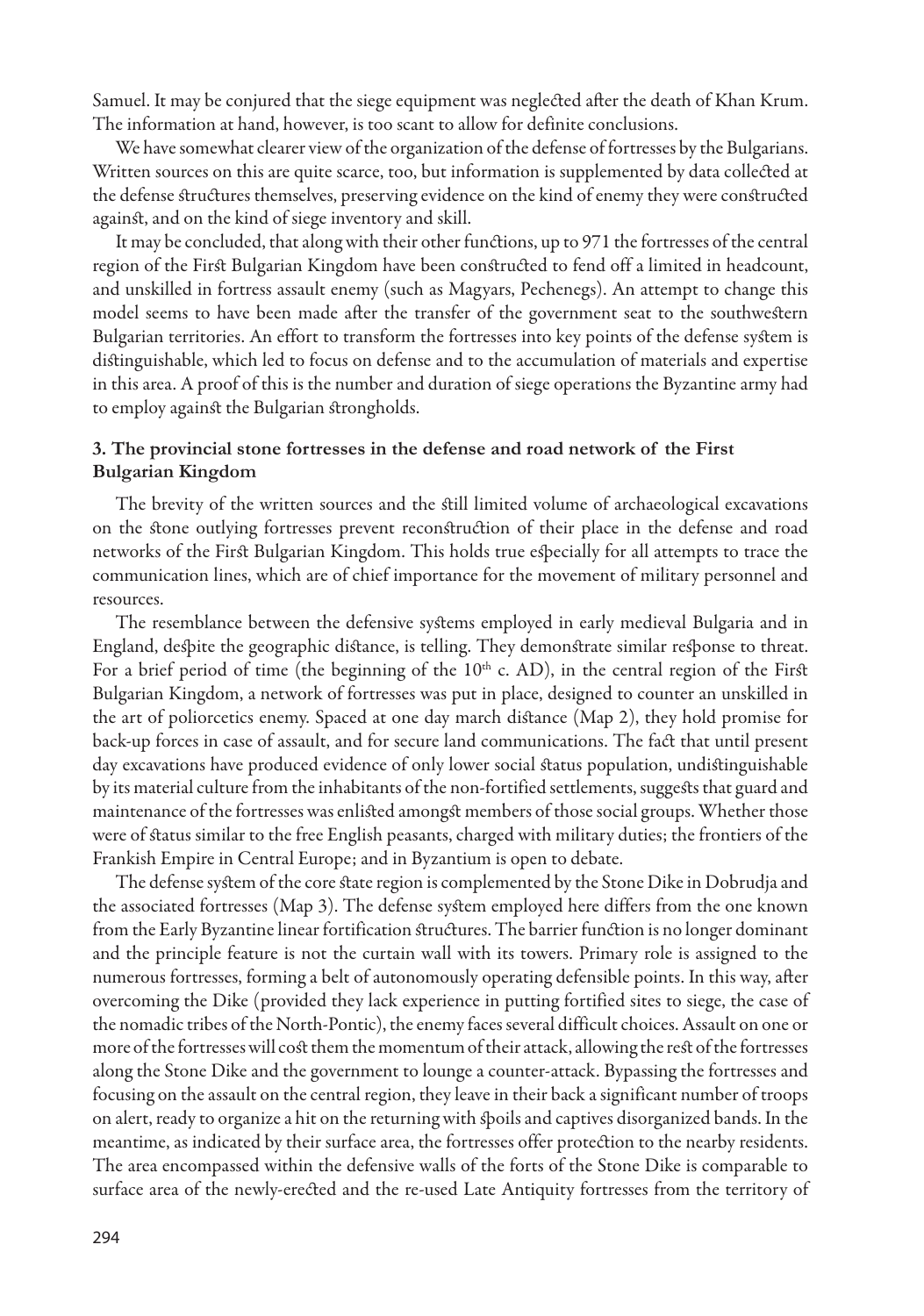Samuel. It may be conjured that the siege equipment was neglected after the death of Khan Krum. The information at hand, however, is too scant to allow for definite conclusions.

We have somewhat clearer view of the organization of the defense of fortresses by the Bulgarians. Written sources on this are quite scarce, too, but information is supplemented by data collected at the defense structures themselves, preserving evidence on the kind of enemy they were constructed against, and on the kind of siege inventory and skill.

It may be concluded, that along with their other functions, up to 971 the fortresses of the central region of the First Bulgarian Kingdom have been constructed to fend off a limited in headcount, and unskilled in fortress assault enemy (such as Magyars, Pechenegs). An attempt to change this model seems to have been made after the transfer of the government seat to the southwestern Bulgarian territories. An effort to transform the fortresses into key points of the defense system is distinguishable, which led to focus on defense and to the accumulation of materials and expertise in this area. A proof of this is the number and duration of siege operations the Byzantine army had to employ against the Bulgarian strongholds.

### 3. The provincial stone fortresses in the defense and road network of the First Bulgarian Kingdom

The brevity of the written sources and the still limited volume of archaeological excavations on the stone outlying fortresses prevent reconstruction of their place in the defense and road networks of the First Bulgarian Kingdom. This holds true especially for all attempts to trace the communication lines, which are of chief importance for the movement of military personnel and resources.

The resemblance between the defensive systems employed in early medieval Bulgaria and in England, despite the geographic distance, is telling. They demonstrate similar response to threat. For a brief period of time (the beginning of the 10th c. AD), in the central region of the First Bulgarian Kingdom, a network of fortresses was put in place, designed to counter an unskilled in the art of poliorcetics enemy. Spaced at one day march distance (Map 2), they hold promise for back-up forces in case of assault, and for secure land communications. The fact that until present day excavations have produced evidence of only lower social status population, undistinguishable by its material culture from the inhabitants of the non-fortified settlements, suggests that guard and maintenance of the fortresses was enlisted amongst members of those social groups. Whether those were of status similar to the free English peasants, charged with military duties; the frontiers of the Frankish Empire in Central Europe; and in Byzantium is open to debate.

The defense system of the core state region is complemented by the Stone Dike in Dobrudja and the associated fortresses (Map 3). The defense system employed here differs from the one known from the Early Byzantine linear fortification structures. The barrier function is no longer dominant and the principle feature is not the curtain wall with its towers. Primary role is assigned to the numerous fortresses, forming a belt of autonomously operating defensible points. In this way, after overcoming the Dike (provided they lack experience in putting fortified sites to siege, the case of the nomadic tribes of the North-Pontic), the enemy faces several difficult choices. Assault on one or more of the fortresses will cost them the momentum of their attack, allowing the rest of the fortresses along the Stone Dike and the government to lounge a counter-attack. Bypassing the fortresses and focusing on the assault on the central region, they leave in their back a significant number of troops on alert, ready to organize a hit on the returning with spoils and captives disorganized bands. In the meantime, as indicated by their surface area, the fortresses offer protection to the nearby residents. The area encompassed within the defensive walls of the forts of the Stone Dike is comparable to surface area of the newly-erected and the re-used Late Antiquity fortresses from the territory of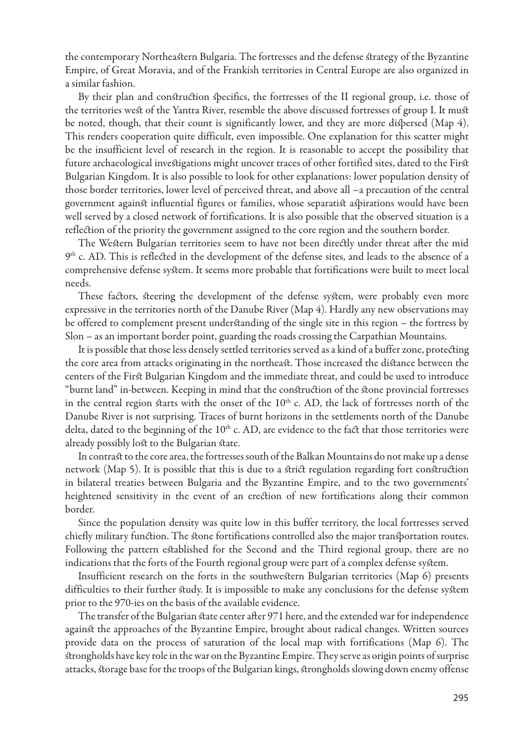the contemporary Northeastern Bulgaria. The fortresses and the defense strategy of the Byzantine Empire, of Great Moravia, and of the Frankish territories in Central Europe are also organized in a similar fashion.

By their plan and construction specifics, the fortresses of the II regional group, i.e. those of the territories west of the Yantra River, resemble the above discussed fortresses of group I. It must be noted, though, that their count is significantly lower, and they are more dispersed (Map 4). This renders cooperation quite difficult, even impossible. One explanation for this scatter might be the insufficient level of research in the region. It is reasonable to accept the possibility that future archaeological investigations might uncover traces of other fortified sites, dated to the First Bulgarian Kingdom. It is also possible to look for other explanations: lower population density of those border territories, lower level of perceived threat, and above all –a precaution of the central government against influential figures or families, whose separatist aspirations would have been well served by a closed network of fortifications. It is also possible that the observed situation is a reflection of the priority the government assigned to the core region and the southern border.

The Western Bulgarian territories seem to have not been directly under threat after the mid 9th c. AD. This is reflected in the development of the defense sites, and leads to the absence of a comprehensive defense system. It seems more probable that fortifications were built to meet local needs.

These factors, steering the development of the defense system, were probably even more expressive in the territories north of the Danube River (Map 4). Hardly any new observations may be offered to complement present understanding of the single site in this region – the fortress by Slon – as an important border point, guarding the roads crossing the Carpathian Mountains.

It is possible that those less densely settled territories served as a kind of a buffer zone, protecting the core area from attacks originating in the northeast. Those increased the distance between the centers of the First Bulgarian Kingdom and the immediate threat, and could be used to introduce "burnt land" in-between. Keeping in mind that the construction of the stone provincial fortresses in the central region starts with the onset of the 10th c. AD, the lack of fortresses north of the Danube River is not surprising. Traces of burnt horizons in the settlements north of the Danube delta, dated to the beginning of the 10th c. AD, are evidence to the fact that those territories were already possibly lost to the Bulgarian state.

In contrast to the core area, the fortresses south of the Balkan Mountains do not make up a dense network (Map 5). It is possible that this is due to a strict regulation regarding fort construction in bilateral treaties between Bulgaria and the Byzantine Empire, and to the two governments' heightened sensitivity in the event of an erection of new fortifications along their common border.

Since the population density was quite low in this buffer territory, the local fortresses served chiefly military function. The stone fortifications controlled also the major transportation routes. Following the pattern established for the Second and the Third regional group, there are no indications that the forts of the Fourth regional group were part of a complex defense system.

Insufficient research on the forts in the southwestern Bulgarian territories (Map 6) presents difficulties to their further study. It is impossible to make any conclusions for the defense system prior to the 970-ies on the basis of the available evidence.

The transfer of the Bulgarian state center after 971 here, and the extended war for independence against the approaches of the Byzantine Empire, brought about radical changes. Written sources provide data on the process of saturation of the local map with fortifications (Map 6). The strongholds have key role in the war on the Byzantine Empire. They serve as origin points of surprise attacks, storage base for the troops of the Bulgarian kings, strongholds slowing down enemy offense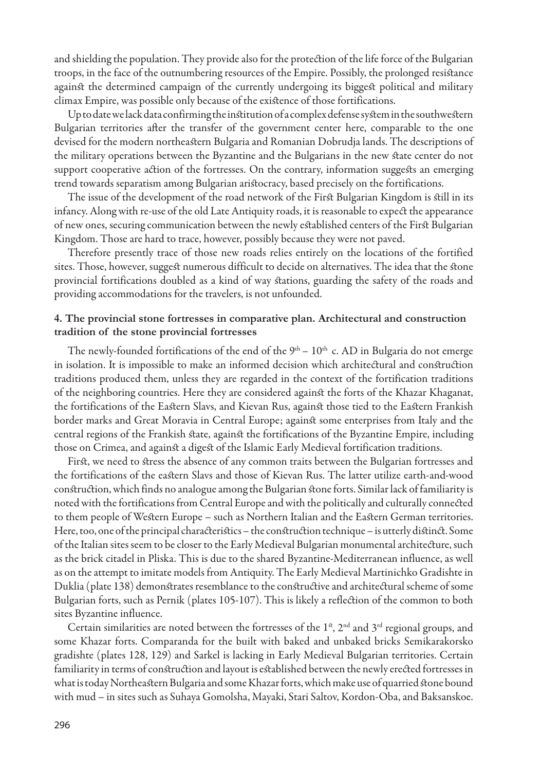and shielding the population. They provide also for the protection of the life force of the Bulgarian troops, in the face of the outnumbering resources of the Empire. Possibly, the prolonged resistance against the determined campaign of the currently undergoing its biggest political and military climax Empire, was possible only because of the existence of those fortifications.

Up to date we lack data confirming the institution of a complex defense system in the southwestern Bulgarian territories after the transfer of the government center here, comparable to the one devised for the modern northeastern Bulgaria and Romanian Dobrudja lands. The descriptions of the military operations between the Byzantine and the Bulgarians in the new state center do not support cooperative action of the fortresses. On the contrary, information suggests an emerging trend towards separatism among Bulgarian aristocracy, based precisely on the fortifications.

The issue of the development of the road network of the First Bulgarian Kingdom is still in its infancy. Along with re-use of the old Late Antiquity roads, it is reasonable to expect the appearance of new ones, securing communication between the newly established centers of the First Bulgarian Kingdom. Those are hard to trace, however, possibly because they were not paved.

Therefore presently trace of those new roads relies entirely on the locations of the fortified sites. Those, however, suggest numerous difficult to decide on alternatives. The idea that the stone provincial fortifications doubled as a kind of way stations, guarding the safety of the roads and providing accommodations for the travelers, is not unfounded.

### 4. The provincial stone fortresses in comparative plan. Architectural and construction tradition of the stone provincial fortresses

The newly-founded fortifications of the end of the 9th – 10th c. AD in Bulgaria do not emerge in isolation. It is impossible to make an informed decision which architectural and construction traditions produced them, unless they are regarded in the context of the fortification traditions of the neighboring countries. Here they are considered against the forts of the Khazar Khaganat, the fortifications of the Eastern Slavs, and Kievan Rus, against those tied to the Eastern Frankish border marks and Great Moravia in Central Europe; against some enterprises from Italy and the central regions of the Frankish state, against the fortifications of the Byzantine Empire, including those on Crimea, and against a digest of the Islamic Early Medieval fortification traditions.

First, we need to stress the absence of any common traits between the Bulgarian fortresses and the fortifications of the eastern Slavs and those of Kievan Rus. The latter utilize earth-and-wood construction, which finds no analogue among the Bulgarian stone forts. Similar lack of familiarity is noted with the fortifications from Central Europe and with the politically and culturally connected to them people of Western Europe – such as Northern Italian and the Eastern German territories. Here, too, one of the principal characteristics – the construction technique – is utterly distinct. Some of the Italian sites seem to be closer to the Early Medieval Bulgarian monumental architecture, such as the brick citadel in Pliska. This is due to the shared Byzantine-Mediterranean influence, as well as on the attempt to imitate models from Antiquity. The Early Medieval Martinichko Gradishte in Duklia (plate 138) demonstrates resemblance to the constructive and architectural scheme of some Bulgarian forts, such as Pernik (plates 105-107). This is likely a reflection of the common to both sites Byzantine influence.

Certain similarities are noted between the fortresses of the 1st, 2nd and 3rd regional groups, and some Khazar forts. Comparanda for the built with baked and unbaked bricks Semikarakorsko gradishte (plates 128, 129) and Sarkel is lacking in Early Medieval Bulgarian territories. Certain familiarity in terms of construction and layout is established between the newly erected fortresses in what is today Northeastern Bulgaria and some Khazar forts, which make use of quarried stone bound with mud – in sites such as Suhaya Gomolsha, Mayaki, Stari Saltov, Kordon-Oba, and Baksanskoe.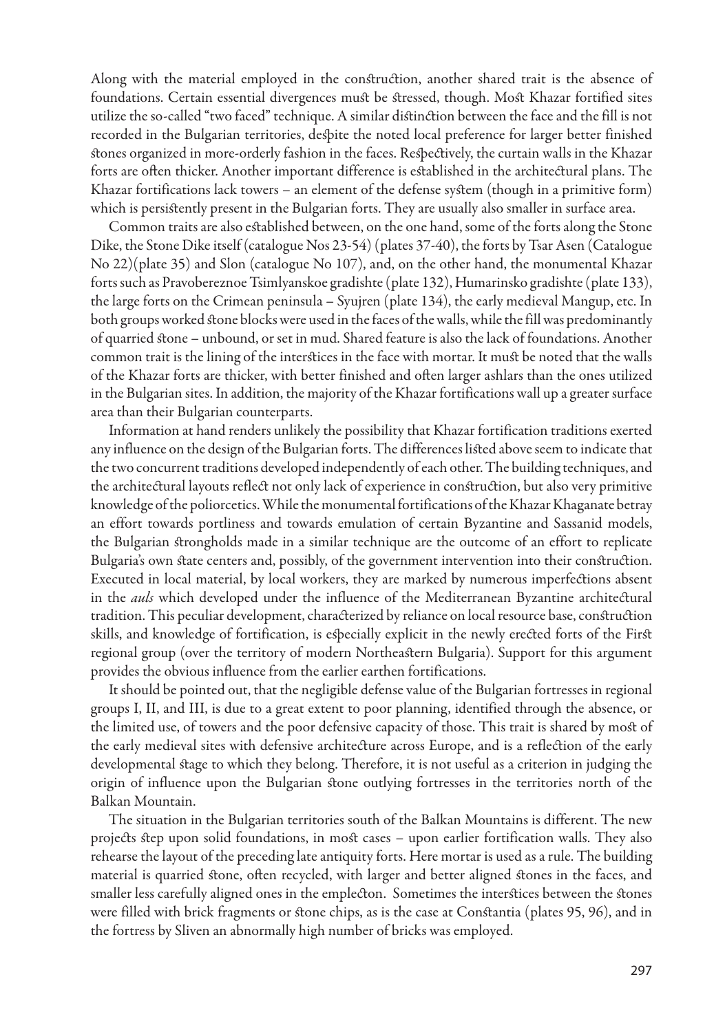Along with the material employed in the construction, another shared trait is the absence of foundations. Certain essential divergences must be stressed, though. Most Khazar fortified sites utilize the so-called "two faced" technique. A similar distinction between the face and the fill is not recorded in the Bulgarian territories, despite the noted local preference for larger better finished stones organized in more-orderly fashion in the faces. Respectively, the curtain walls in the Khazar forts are often thicker. Another important difference is established in the architectural plans. The Khazar fortifications lack towers – an element of the defense system (though in a primitive form) which is persistently present in the Bulgarian forts. They are usually also smaller in surface area.

Common traits are also established between, on the one hand, some of the forts along the Stone Dike, the Stone Dike itself (catalogue Nos 23-54) (plates 37-40), the forts by Tsar Asen (Catalogue No 22)(plate 35) and Slon (catalogue No 107), and, on the other hand, the monumental Khazar forts such as Pravobereznoe Tsimlyanskoe gradishte (plate 132), Humarinsko gradishte (plate 133), the large forts on the Crimean peninsula – Syujren (plate 134), the early medieval Mangup, etc. In both groups worked stone blocks were used in the faces of the walls, while the fill was predominantly of quarried stone – unbound, or set in mud. Shared feature is also the lack of foundations. Another common trait is the lining of the interstices in the face with mortar. It must be noted that the walls of the Khazar forts are thicker, with better finished and often larger ashlars than the ones utilized in the Bulgarian sites. In addition, the majority of the Khazar fortifications wall up a greater surface area than their Bulgarian counterparts.

Information at hand renders unlikely the possibility that Khazar fortification traditions exerted any influence on the design of the Bulgarian forts. The differences listed above seem to indicate that the two concurrent traditions developed independently of each other. The building techniques, and the architectural layouts reflect not only lack of experience in construction, but also very primitive knowledge of the poliorcetics. While the monumental fortifications of the Khazar Khaganate betray an effort towards portliness and towards emulation of certain Byzantine and Sassanid models, the Bulgarian strongholds made in a similar technique are the outcome of an effort to replicate Bulgaria's own state centers and, possibly, of the government intervention into their construction. Executed in local material, by local workers, they are marked by numerous imperfections absent in the *auls* which developed under the influence of the Mediterranean Byzantine architectural tradition. This peculiar development, characterized by reliance on local resource base, construction skills, and knowledge of fortification, is especially explicit in the newly erected forts of the First regional group (over the territory of modern Northeastern Bulgaria). Support for this argument provides the obvious influence from the earlier earthen fortifications.

It should be pointed out, that the negligible defense value of the Bulgarian fortresses in regional groups I, II, and III, is due to a great extent to poor planning, identified through the absence, or the limited use, of towers and the poor defensive capacity of those. This trait is shared by most of the early medieval sites with defensive architecture across Europe, and is a reflection of the early developmental stage to which they belong. Therefore, it is not useful as a criterion in judging the origin of influence upon the Bulgarian stone outlying fortresses in the territories north of the Balkan Mountain.

The situation in the Bulgarian territories south of the Balkan Mountains is different. The new projects step upon solid foundations, in most cases – upon earlier fortification walls. They also rehearse the layout of the preceding late antiquity forts. Here mortar is used as a rule. The building material is quarried stone, often recycled, with larger and better aligned stones in the faces, and smaller less carefully aligned ones in the emplecton. Sometimes the interstices between the stones were filled with brick fragments or stone chips, as is the case at Constantia (plates 95, 96), and in the fortress by Sliven an abnormally high number of bricks was employed.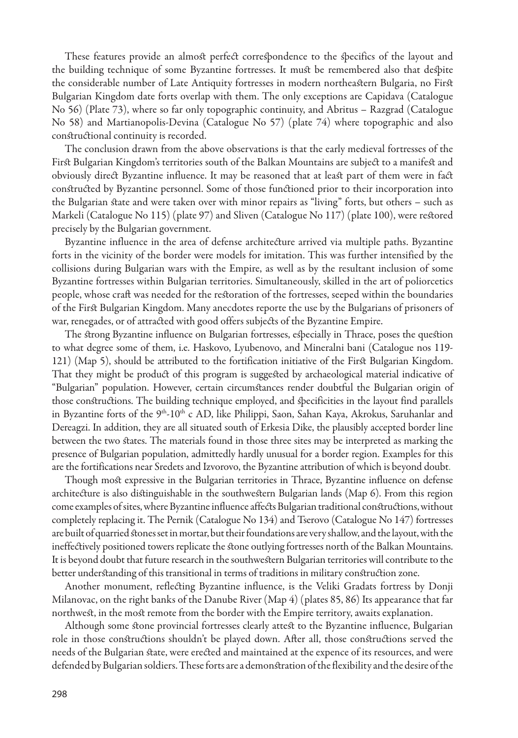These features provide an almost perfect correspondence to the specifics of the layout and the building technique of some Byzantine fortresses. It must be remembered also that despite the considerable number of Late Antiquity fortresses in modern northeastern Bulgaria, no First Bulgarian Kingdom date forts overlap with them. The only exceptions are Capidava (Catalogue No 56) (Plate 73), where so far only topographic continuity, and Abritus – Razgrad (Catalogue No 58) and Martianopolis-Devina (Catalogue No 57) (plate 74) where topographic and also constructional continuity is recorded.

The conclusion drawn from the above observations is that the early medieval fortresses of the First Bulgarian Kingdom's territories south of the Balkan Mountains are subject to a manifest and obviously direct Byzantine influence. It may be reasoned that at least part of them were in fact constructed by Byzantine personnel. Some of those functioned prior to their incorporation into the Bulgarian state and were taken over with minor repairs as "living" forts, but others – such as Markeli (Catalogue No 115) (plate 97) and Sliven (Catalogue No 117) (plate 100), were restored precisely by the Bulgarian government.

Byzantine influence in the area of defense architecture arrived via multiple paths. Byzantine forts in the vicinity of the border were models for imitation. This was further intensified by the collisions during Bulgarian wars with the Empire, as well as by the resultant inclusion of some Byzantine fortresses within Bulgarian territories. Simultaneously, skilled in the art of poliorcetics people, whose craft was needed for the restoration of the fortresses, seeped within the boundaries of the First Bulgarian Kingdom. Many anecdotes reporte the use by the Bulgarians of prisoners of war, renegades, or of attracted with good offers subjects of the Byzantine Empire.

The strong Byzantine influence on Bulgarian fortresses, especially in Thrace, poses the question to what degree some of them, i.e. Haskovo, Lyubenovo, and Mineralni bani (Catalogue nos 119-121) (Map 5), should be attributed to the fortification initiative of the First Bulgarian Kingdom. That they might be product of this program is suggested by archaeological material indicative of "Bulgarian" population. However, certain circumstances render doubtful the Bulgarian origin of those constructions. The building technique employed, and specificities in the layout find parallels in Byzantine forts of the 9th-10th c AD, like Philippi, Saon, Sahan Kaya, Akrokus, Saruhanlar and Dereagzi. In addition, they are all situated south of Erkesia Dike, the plausibly accepted border line between the two states. The materials found in those three sites may be interpreted as marking the presence of Bulgarian population, admittedly hardly unusual for a border region. Examples for this are the fortifications near Sredets and Izvorovo, the Byzantine attribution of which is beyond doubt.

Though most expressive in the Bulgarian territories in Thrace, Byzantine influence on defense architecture is also distinguishable in the southwestern Bulgarian lands (Map 6). From this region come examples of sites, where Byzantine influence affects Bulgarian traditional constructions, without completely replacing it. The Pernik (Catalogue No 134) and Tserovo (Catalogue No 147) fortresses are built of quarried stones set in mortar, but their foundations are very shallow, and the layout, with the ineffectively positioned towers replicate the stone outlying fortresses north of the Balkan Mountains. It is beyond doubt that future research in the southwestern Bulgarian territories will contribute to the better understanding of this transitional in terms of traditions in military construction zone.

Another monument, reflecting Byzantine influence, is the Veliki Gradats fortress by Donji Milanovac, on the right banks of the Danube River (Map 4) (plates 85, 86) Its appearance that far northwest, in the most remote from the border with the Empire territory, awaits explanation.

Although some stone provincial fortresses clearly attest to the Byzantine influence, Bulgarian role in those constructions shouldn't be played down. After all, those constructions served the needs of the Bulgarian state, were erected and maintained at the expence of its resources, and were defended by Bulgarian soldiers. These forts are a demonstration of the flexibility and the desire of the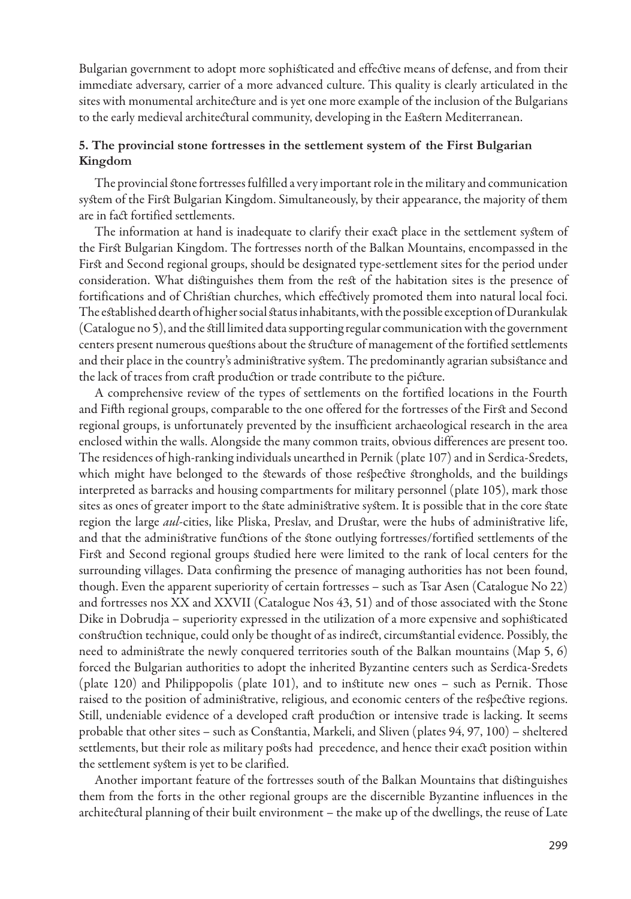Bulgarian government to adopt more sophisticated and effective means of defense, and from their immediate adversary, carrier of a more advanced culture. This quality is clearly articulated in the sites with monumental architecture and is yet one more example of the inclusion of the Bulgarians to the early medieval architectural community, developing in the Eastern Mediterranean.

### 5. The provincial stone fortresses in the settlement system of the First Bulgarian Kingdom

The provincial stone fortresses fulfilled a very important role in the military and communication system of the First Bulgarian Kingdom. Simultaneously, by their appearance, the majority of them are in fact fortified settlements.

The information at hand is inadequate to clarify their exact place in the settlement system of the First Bulgarian Kingdom. The fortresses north of the Balkan Mountains, encompassed in the First and Second regional groups, should be designated type-settlement sites for the period under consideration. What distinguishes them from the rest of the habitation sites is the presence of fortifications and of Christian churches, which effectively promoted them into natural local foci. The established dearth of higher social status inhabitants, with the possible exception of Durankulak (Catalogue no 5), and the still limited data supporting regular communication with the government centers present numerous questions about the structure of management of the fortified settlements and their place in the country's administrative system. The predominantly agrarian subsistance and the lack of traces from craft production or trade contribute to the picture.

A comprehensive review of the types of settlements on the fortified locations in the Fourth and Fifth regional groups, comparable to the one offered for the fortresses of the First and Second regional groups, is unfortunately prevented by the insufficient archaeological research in the area enclosed within the walls. Alongside the many common traits, obvious differences are present too. The residences of high-ranking individuals unearthed in Pernik (plate 107) and in Serdica-Sredets, which might have belonged to the stewards of those respective strongholds, and the buildings interpreted as barracks and housing compartments for military personnel (plate 105), mark those sites as ones of greater import to the state administrative system. It is possible that in the core state region the large *aul*-cities, like Pliska, Preslav, and Drustar, were the hubs of administrative life, and that the administrative functions of the stone outlying fortresses/fortified settlements of the First and Second regional groups studied here were limited to the rank of local centers for the surrounding villages. Data confirming the presence of managing authorities has not been found, though. Even the apparent superiority of certain fortresses – such as Tsar Asen (Catalogue No 22) and fortresses nos XX and XXVII (Catalogue Nos 43, 51) and of those associated with the Stone Dike in Dobrudja – superiority expressed in the utilization of a more expensive and sophisticated construction technique, could only be thought of as indirect, circumstantial evidence. Possibly, the need to administrate the newly conquered territories south of the Balkan mountains (Map 5, 6) forced the Bulgarian authorities to adopt the inherited Byzantine centers such as Serdica-Sredets (plate 120) and Philippopolis (plate 101), and to institute new ones – such as Pernik. Those raised to the position of administrative, religious, and economic centers of the respective regions. Still, undeniable evidence of a developed craft production or intensive trade is lacking. It seems probable that other sites – such as Constantia, Markeli, and Sliven (plates 94, 97, 100) – sheltered settlements, but their role as military posts had precedence, and hence their exact position within the settlement system is yet to be clarified.

Another important feature of the fortresses south of the Balkan Mountains that distinguishes them from the forts in the other regional groups are the discernible Byzantine influences in the architectural planning of their built environment – the make up of the dwellings, the reuse of Late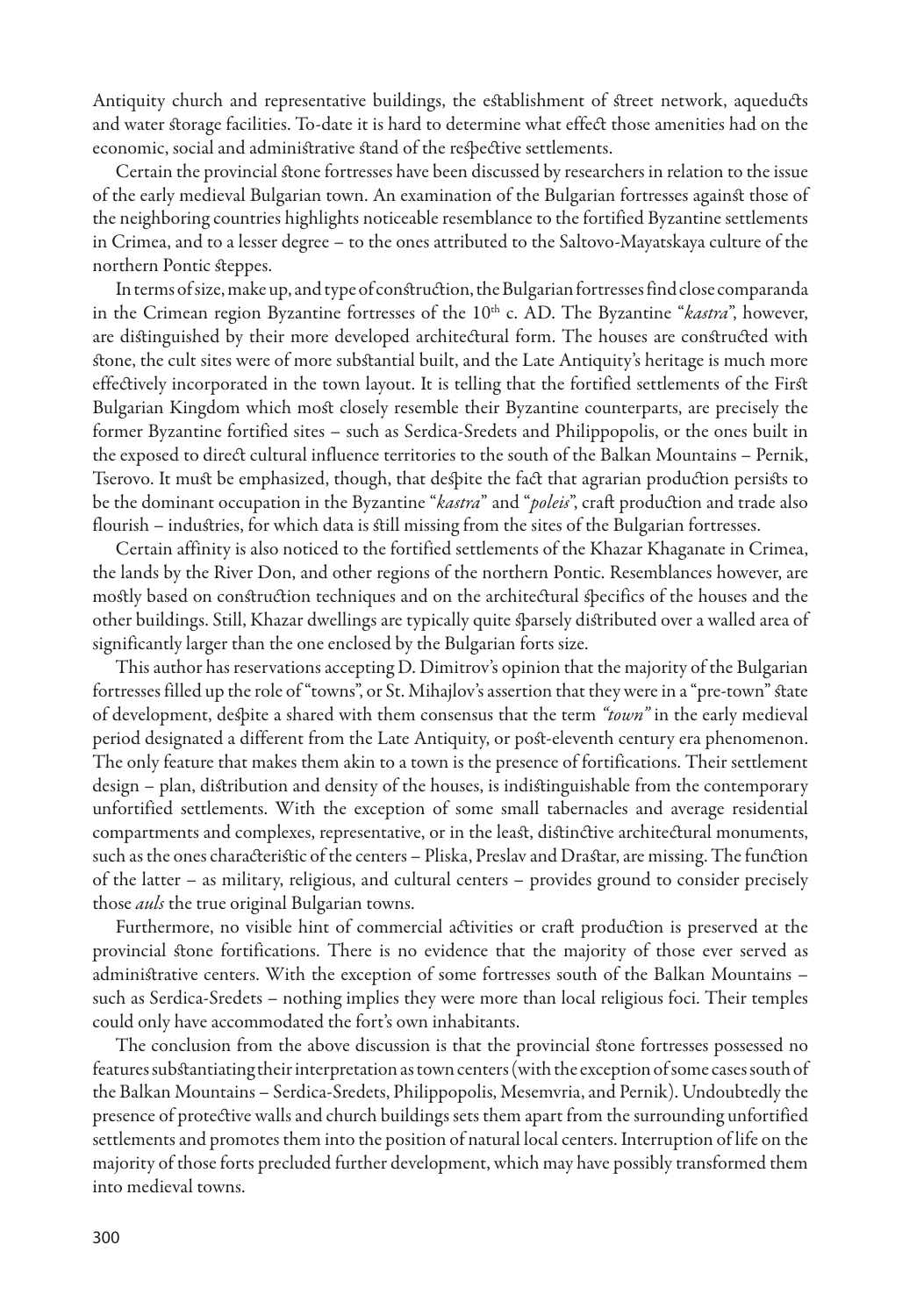Antiquity church and representative buildings, the establishment of street network, aqueducts and water storage facilities. To-date it is hard to determine what effect those amenities had on the economic, social and administrative stand of the respective settlements.

Certain the provincial stone fortresses have been discussed by researchers in relation to the issue of the early medieval Bulgarian town. An examination of the Bulgarian fortresses against those of the neighboring countries highlights noticeable resemblance to the fortified Byzantine settlements in Crimea, and to a lesser degree – to the ones attributed to the Saltovo-Mayatskaya culture of the northern Pontic steppes.

In terms of size, make up, and type of construction, the Bulgarian fortresses find close comparanda in the Crimean region Byzantine fortresses of the 10th c. AD. The Byzantine "*kastra*", however, are distinguished by their more developed architectural form. The houses are constructed with stone, the cult sites were of more substantial built, and the Late Antiquity's heritage is much more effectively incorporated in the town layout. It is telling that the fortified settlements of the First Bulgarian Kingdom which most closely resemble their Byzantine counterparts, are precisely the former Byzantine fortified sites – such as Serdica-Sredets and Philippopolis, or the ones built in the exposed to direct cultural influence territories to the south of the Balkan Mountains – Pernik, Tserovo. It must be emphasized, though, that despite the fact that agrarian production persists to be the dominant occupation in the Byzantine "*kastra*" and "*poleis*", craft production and trade also flourish – industries, for which data is still missing from the sites of the Bulgarian fortresses.

Certain affinity is also noticed to the fortified settlements of the Khazar Khaganate in Crimea, the lands by the River Don, and other regions of the northern Pontic. Resemblances however, are mostly based on construction techniques and on the architectural specifics of the houses and the other buildings. Still, Khazar dwellings are typically quite sparsely distributed over a walled area of significantly larger than the one enclosed by the Bulgarian forts size.

This author has reservations accepting D. Dimitrov's opinion that the majority of the Bulgarian fortresses filled up the role of "towns", or St. Mihajlov's assertion that they were in a "pre-town" state of development, despite a shared with them consensus that the term *"town"* in the early medieval period designated a different from the Late Antiquity, or post-eleventh century era phenomenon. The only feature that makes them akin to a town is the presence of fortifications. Their settlement design – plan, distribution and density of the houses, is indistinguishable from the contemporary unfortified settlements. With the exception of some small tabernacles and average residential compartments and complexes, representative, or in the least, distinctive architectural monuments, such as the ones characteristic of the centers – Pliska, Preslav and Drastar, are missing. The function of the latter – as military, religious, and cultural centers – provides ground to consider precisely those *auls* the true original Bulgarian towns.

Furthermore, no visible hint of commercial activities or craft production is preserved at the provincial stone fortifications. There is no evidence that the majority of those ever served as administrative centers. With the exception of some fortresses south of the Balkan Mountains – such as Serdica-Sredets – nothing implies they were more than local religious foci. Their temples could only have accommodated the fort's own inhabitants.

The conclusion from the above discussion is that the provincial stone fortresses possessed no features substantiating their interpretation as town centers (with the exception of some cases south of the Balkan Mountains – Serdica-Sredets, Philippopolis, Mesemvria, and Pernik). Undoubtedly the presence of protective walls and church buildings sets them apart from the surrounding unfortified settlements and promotes them into the position of natural local centers. Interruption of life on the majority of those forts precluded further development, which may have possibly transformed them into medieval towns.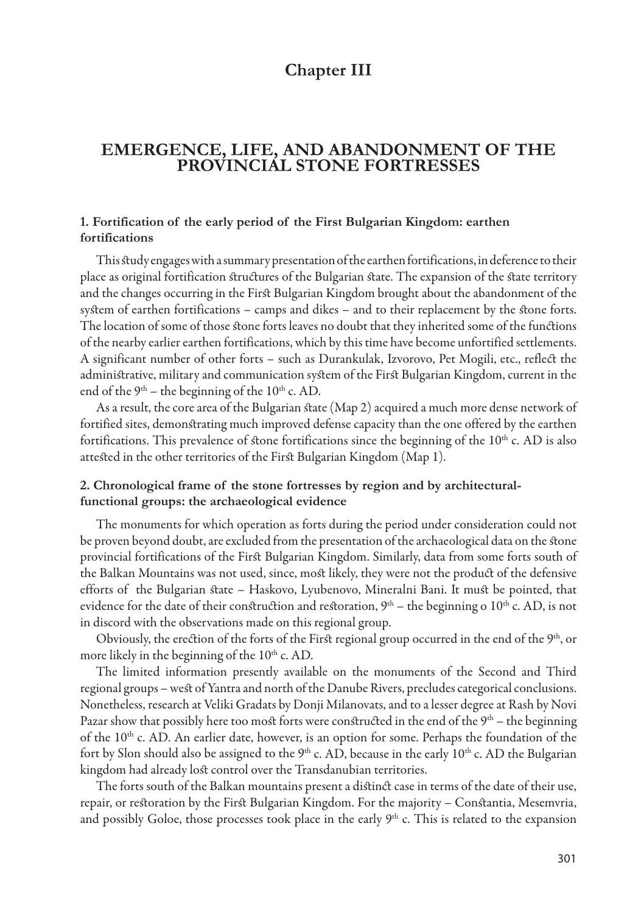# Chapter III

## EMERGENCE, LIFE, AND ABANDONMENT OF THE PROVINCIAL STONE FORTRESSES

### 1. Fortification of the early period of the First Bulgarian Kingdom: earthen fortifications

This study engages with a summary presentation of the earthen fortifications, in deference to their place as original fortification structures of the Bulgarian state. The expansion of the state territory and the changes occurring in the First Bulgarian Kingdom brought about the abandonment of the system of earthen fortifications – camps and dikes – and to their replacement by the stone forts. The location of some of those stone forts leaves no doubt that they inherited some of the functions of the nearby earlier earthen fortifications, which by this time have become unfortified settlements. A significant number of other forts – such as Durankulak, Izvorovo, Pet Mogili, etc., reflect the administrative, military and communication system of the First Bulgarian Kingdom, current in the end of the 9th – the beginning of the 10th c. AD.

As a result, the core area of the Bulgarian state (Map 2) acquired a much more dense network of fortified sites, demonstrating much improved defense capacity than the one offered by the earthen fortifications. This prevalence of stone fortifications since the beginning of the 10th c. AD is also attested in the other territories of the First Bulgarian Kingdom (Map 1).

### 2. Chronological frame of the stone fortresses by region and by architectural-functional groups: the archaeological evidence

The monuments for which operation as forts during the period under consideration could not be proven beyond doubt, are excluded from the presentation of the archaeological data on the stone provincial fortifications of the First Bulgarian Kingdom. Similarly, data from some forts south of the Balkan Mountains was not used, since, most likely, they were not the product of the defensive efforts of the Bulgarian state – Haskovo, Lyubenovo, Mineralni Bani. It must be pointed, that evidence for the date of their construction and restoration, 9th – the beginning o 10th c. AD, is not in discord with the observations made on this regional group.

Obviously, the erection of the forts of the First regional group occurred in the end of the 9th, or more likely in the beginning of the 10th c. AD.

The limited information presently available on the monuments of the Second and Third regional groups – west of Yantra and north of the Danube Rivers, precludes categorical conclusions. Nonetheless, research at Veliki Gradats by Donji Milanovats, and to a lesser degree at Rash by Novi Pazar show that possibly here too most forts were constructed in the end of the 9th – the beginning of the 10th c. AD. An earlier date, however, is an option for some. Perhaps the foundation of the fort by Slon should also be assigned to the 9th c. AD, because in the early 10th c. AD the Bulgarian kingdom had already lost control over the Transdanubian territories.

The forts south of the Balkan mountains present a distinct case in terms of the date of their use, repair, or restoration by the First Bulgarian Kingdom. For the majority – Constantia, Mesemvria, and possibly Goloe, those processes took place in the early 9th c. This is related to the expansion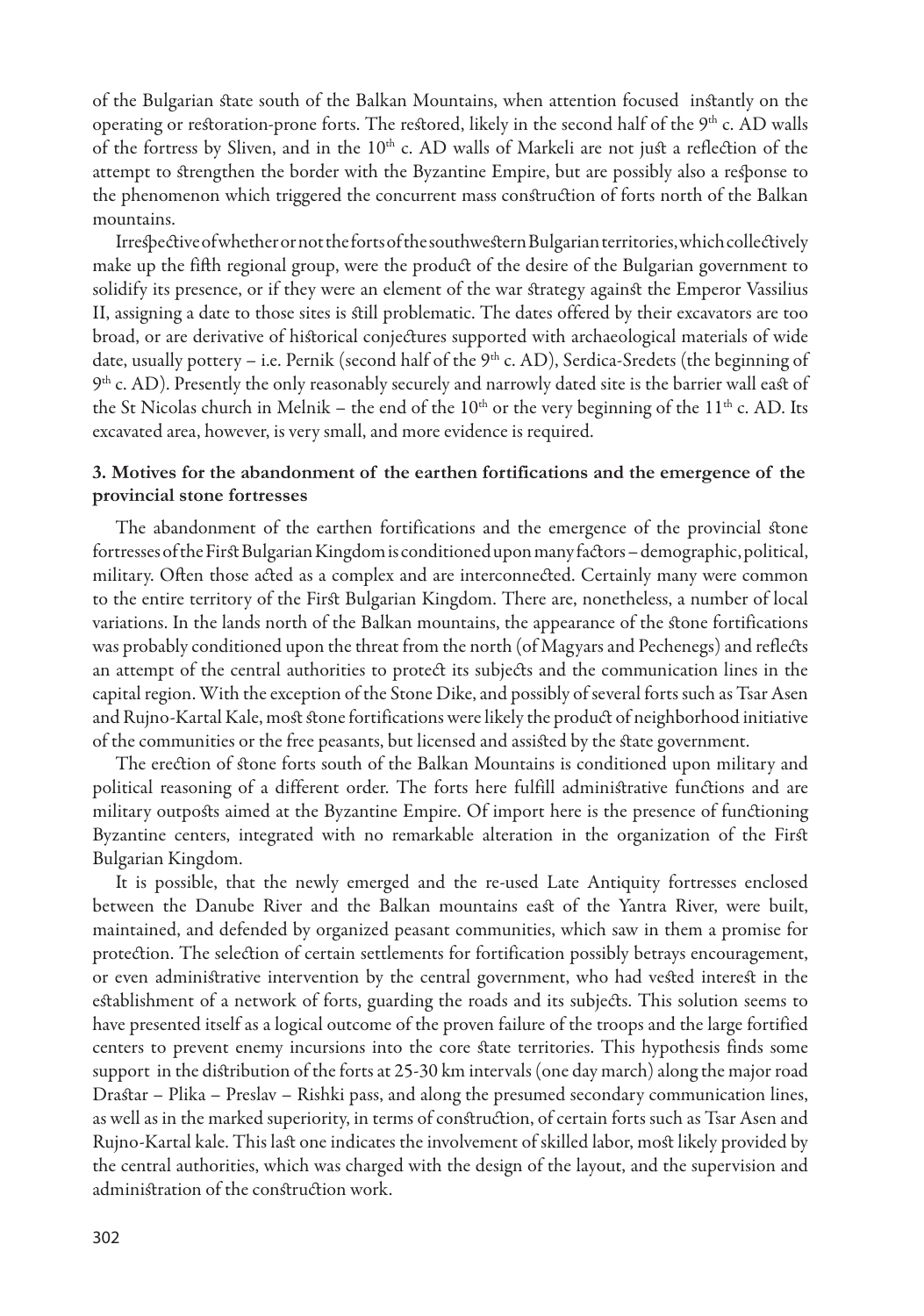of the Bulgarian state south of the Balkan Mountains, when attention focused instantly on the operating or restoration-prone forts. The restored, likely in the second half of the 9th c. AD walls of the fortress by Sliven, and in the 10th c. AD walls of Markeli are not just a reflection of the attempt to strengthen the border with the Byzantine Empire, but are possibly also a response to the phenomenon which triggered the concurrent mass construction of forts north of the Balkan mountains.

Irrespective of whether or not the forts of the southwestern Bulgarian territories, which collectively make up the fifth regional group, were the product of the desire of the Bulgarian government to solidify its presence, or if they were an element of the war strategy against the Emperor Vassilius II, assigning a date to those sites is still problematic. The dates offered by their excavators are too broad, or are derivative of historical conjectures supported with archaeological materials of wide date, usually pottery – i.e. Pernik (second half of the 9th c. AD), Serdica-Sredets (the beginning of 9th c. AD). Presently the only reasonably securely and narrowly dated site is the barrier wall east of the St Nicolas church in Melnik – the end of the 10th or the very beginning of the 11th c. AD. Its excavated area, however, is very small, and more evidence is required.

### 3. Motives for the abandonment of the earthen fortifications and the emergence of the provincial stone fortresses

The abandonment of the earthen fortifications and the emergence of the provincial stone fortresses of the First Bulgarian Kingdom is conditioned upon many factors – demographic, political, military. Often those acted as a complex and are interconnected. Certainly many were common to the entire territory of the First Bulgarian Kingdom. There are, nonetheless, a number of local variations. In the lands north of the Balkan mountains, the appearance of the stone fortifications was probably conditioned upon the threat from the north (of Magyars and Pechenegs) and reflects an attempt of the central authorities to protect its subjects and the communication lines in the capital region. With the exception of the Stone Dike, and possibly of several forts such as Tsar Asen and Rujno-Kartal Kale, most stone fortifications were likely the product of neighborhood initiative of the communities or the free peasants, but licensed and assisted by the state government.

The erection of stone forts south of the Balkan Mountains is conditioned upon military and political reasoning of a different order. The forts here fulfill administrative functions and are military outposts aimed at the Byzantine Empire. Of import here is the presence of functioning Byzantine centers, integrated with no remarkable alteration in the organization of the First Bulgarian Kingdom.

It is possible, that the newly emerged and the re-used Late Antiquity fortresses enclosed between the Danube River and the Balkan mountains east of the Yantra River, were built, maintained, and defended by organized peasant communities, which saw in them a promise for protection. The selection of certain settlements for fortification possibly betrays encouragement, or even administrative intervention by the central government, who had vested interest in the establishment of a network of forts, guarding the roads and its subjects. This solution seems to have presented itself as a logical outcome of the proven failure of the troops and the large fortified centers to prevent enemy incursions into the core state territories. This hypothesis finds some support in the distribution of the forts at 25-30 km intervals (one day march) along the major road Drastar – Plika – Preslav – Rishki pass, and along the presumed secondary communication lines, as well as in the marked superiority, in terms of construction, of certain forts such as Tsar Asen and Rujno-Kartal kale. This last one indicates the involvement of skilled labor, most likely provided by the central authorities, which was charged with the design of the layout, and the supervision and administration of the construction work.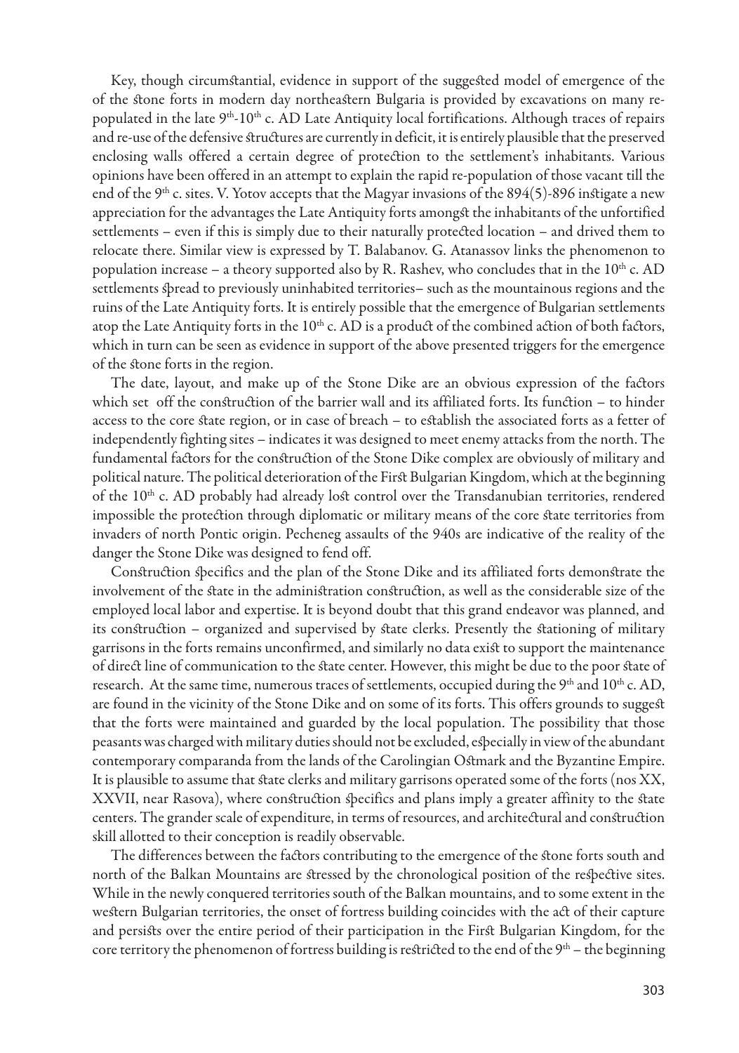Key, though circumstantial, evidence in support of the suggested model of emergence of the of the stone forts in modern day northeastern Bulgaria is provided by excavations on many re-populated in the late 9th-10th c. AD Late Antiquity local fortifications. Although traces of repairs and re-use of the defensive structures are currently in deficit, it is entirely plausible that the preserved enclosing walls offered a certain degree of protection to the settlement's inhabitants. Various opinions have been offered in an attempt to explain the rapid re-population of those vacant till the end of the 9th c. sites. V. Yotov accepts that the Magyar invasions of the 894(5)-896 instigate a new appreciation for the advantages the Late Antiquity forts amongst the inhabitants of the unfortified settlements – even if this is simply due to their naturally protected location – and drived them to relocate there. Similar view is expressed by T. Balabanov. G. Atanassov links the phenomenon to population increase – a theory supported also by R. Rashev, who concludes that in the 10th c. AD settlements spread to previously uninhabited territories– such as the mountainous regions and the ruins of the Late Antiquity forts. It is entirely possible that the emergence of Bulgarian settlements atop the Late Antiquity forts in the 10th c. AD is a product of the combined action of both factors, which in turn can be seen as evidence in support of the above presented triggers for the emergence of the stone forts in the region.

The date, layout, and make up of the Stone Dike are an obvious expression of the factors which set off the construction of the barrier wall and its affiliated forts. Its function – to hinder access to the core state region, or in case of breach – to establish the associated forts as a fetter of independently fighting sites – indicates it was designed to meet enemy attacks from the north. The fundamental factors for the construction of the Stone Dike complex are obviously of military and political nature. The political deterioration of the First Bulgarian Kingdom, which at the beginning of the 10th c. AD probably had already lost control over the Transdanubian territories, rendered impossible the protection through diplomatic or military means of the core state territories from invaders of north Pontic origin. Pecheneg assaults of the 940s are indicative of the reality of the danger the Stone Dike was designed to fend off.

Construction specifics and the plan of the Stone Dike and its affiliated forts demonstrate the involvement of the state in the administration construction, as well as the considerable size of the employed local labor and expertise. It is beyond doubt that this grand endeavor was planned, and its construction – organized and supervised by state clerks. Presently the stationing of military garrisons in the forts remains unconfirmed, and similarly no data exist to support the maintenance of direct line of communication to the state center. However, this might be due to the poor state of research. At the same time, numerous traces of settlements, occupied during the 9th and 10th c. AD, are found in the vicinity of the Stone Dike and on some of its forts. This offers grounds to suggest that the forts were maintained and guarded by the local population. The possibility that those peasants was charged with military duties should not be excluded, especially in view of the abundant contemporary comparanda from the lands of the Carolingian Ostmark and the Byzantine Empire. It is plausible to assume that state clerks and military garrisons operated some of the forts (nos XX, XXVII, near Rasova), where construction specifics and plans imply a greater affinity to the state centers. The grander scale of expenditure, in terms of resources, and architectural and construction skill allotted to their conception is readily observable.

The differences between the factors contributing to the emergence of the stone forts south and north of the Balkan Mountains are stressed by the chronological position of the respective sites. While in the newly conquered territories south of the Balkan mountains, and to some extent in the western Bulgarian territories, the onset of fortress building coincides with the act of their capture and persists over the entire period of their participation in the First Bulgarian Kingdom, for the core territory the phenomenon of fortress building is restricted to the end of the 9th – the beginning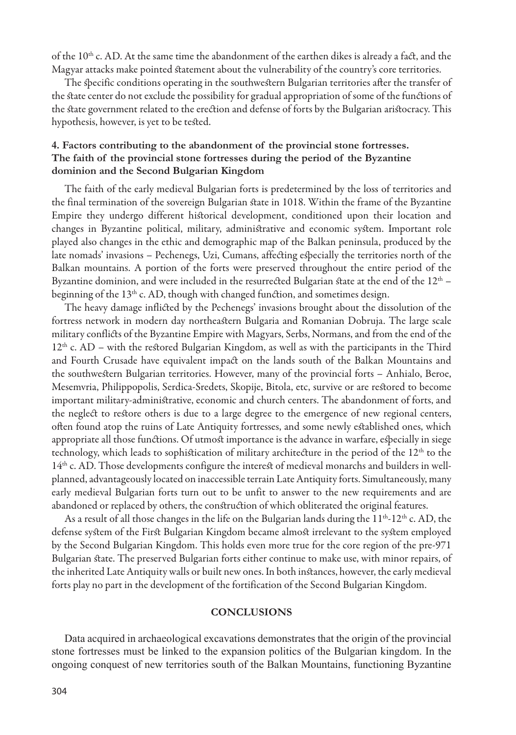of the 10th c. AD. At the same time the abandonment of the earthen dikes is already a fact, and the Magyar attacks make pointed statement about the vulnerability of the country's core territories.

The specific conditions operating in the southwestern Bulgarian territories after the transfer of the state center do not exclude the possibility for gradual appropriation of some of the functions of the state government related to the erection and defense of forts by the Bulgarian aristocracy. This hypothesis, however, is yet to be tested.

### 4. Factors contributing to the abandonment of the provincial stone fortresses. The faith of the provincial stone fortresses during the period of the Byzantine dominion and the Second Bulgarian Kingdom

The faith of the early medieval Bulgarian forts is predetermined by the loss of territories and the final termination of the sovereign Bulgarian state in 1018. Within the frame of the Byzantine Empire they undergo different historical development, conditioned upon their location and changes in Byzantine political, military, administrative and economic system. Important role played also changes in the ethic and demographic map of the Balkan peninsula, produced by the late nomads' invasions – Pechenegs, Uzi, Cumans, affecting especially the territories north of the Balkan mountains. A portion of the forts were preserved throughout the entire period of the Byzantine dominion, and were included in the resurrected Bulgarian state at the end of the 12th – beginning of the 13th c. AD, though with changed function, and sometimes design.

The heavy damage inflicted by the Pechenegs' invasions brought about the dissolution of the fortress network in modern day northeastern Bulgaria and Romanian Dobruja. The large scale military conflicts of the Byzantine Empire with Magyars, Serbs, Normans, and from the end of the 12th c. AD – with the restored Bulgarian Kingdom, as well as with the participants in the Third and Fourth Crusade have equivalent impact on the lands south of the Balkan Mountains and the southwestern Bulgarian territories. However, many of the provincial forts – Anhialo, Beroe, Mesemvria, Philippopolis, Serdica-Sredets, Skopije, Bitola, etc, survive or are restored to become important military-administrative, economic and church centers. The abandonment of forts, and the neglect to restore others is due to a large degree to the emergence of new regional centers, often found atop the ruins of Late Antiquity fortresses, and some newly established ones, which appropriate all those functions. Of utmost importance is the advance in warfare, especially in siege technology, which leads to sophistication of military architecture in the period of the 12th to the 14th c. AD. Those developments configure the interest of medieval monarchs and builders in well-planned, advantageously located on inaccessible terrain Late Antiquity forts. Simultaneously, many early medieval Bulgarian forts turn out to be unfit to answer to the new requirements and are abandoned or replaced by others, the construction of which obliterated the original features.

As a result of all those changes in the life on the Bulgarian lands during the 11th-12th c. AD, the defense system of the First Bulgarian Kingdom became almost irrelevant to the system employed by the Second Bulgarian Kingdom. This holds even more true for the core region of the pre-971 Bulgarian state. The preserved Bulgarian forts either continue to make use, with minor repairs, of the inherited Late Antiquity walls or built new ones. In both instances, however, the early medieval forts play no part in the development of the fortification of the Second Bulgarian Kingdom.

## CONCLUSIONS

Data acquired in archaeological excavations demonstrates that the origin of the provincial stone fortresses must be linked to the expansion politics of the Bulgarian kingdom. In the ongoing conquest of new territories south of the Balkan Mountains, functioning Byzantine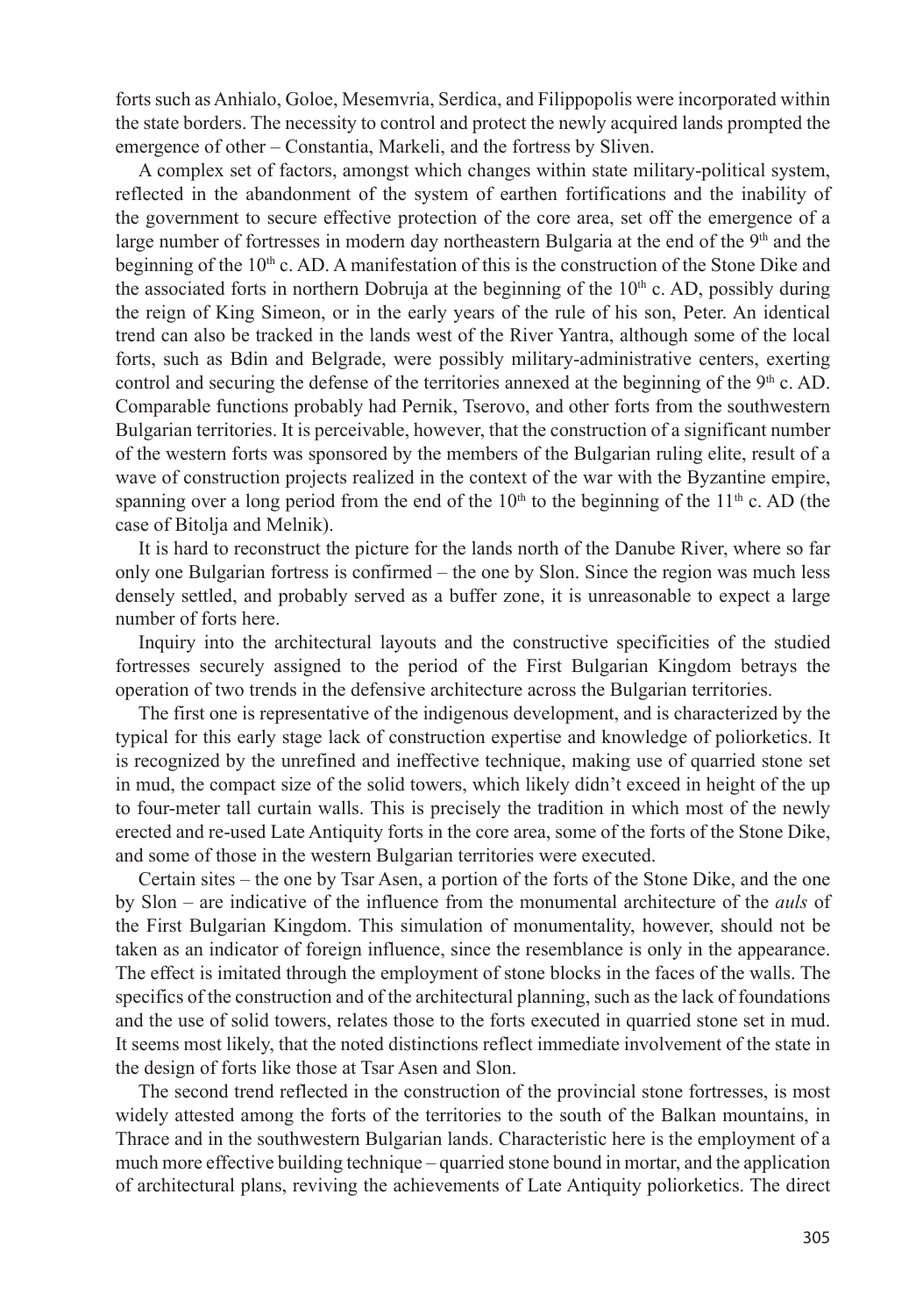forts such as Anhialo, Goloe, Mesemvria, Serdica, and Filippopolis were incorporated within the state borders. The necessity to control and protect the newly acquired lands prompted the emergence of other – Constantia, Markeli, and the fortress by Sliven.

A complex set of factors, amongst which changes within state military-political system, reflected in the abandonment of the system of earthen fortifications and the inability of the government to secure effective protection of the core area, set off the emergence of a large number of fortresses in modern day northeastern Bulgaria at the end of the 9th and the beginning of the 10th c. AD. A manifestation of this is the construction of the Stone Dike and the associated forts in northern Dobruja at the beginning of the 10th c. AD, possibly during the reign of King Simeon, or in the early years of the rule of his son, Peter. An identical trend can also be tracked in the lands west of the River Yantra, although some of the local forts, such as Bdin and Belgrade, were possibly military-administrative centers, exerting control and securing the defense of the territories annexed at the beginning of the 9th c. AD. Comparable functions probably had Pernik, Tserovo, and other forts from the southwestern Bulgarian territories. It is perceivable, however, that the construction of a significant number of the western forts was sponsored by the members of the Bulgarian ruling elite, result of a wave of construction projects realized in the context of the war with the Byzantine empire, spanning over a long period from the end of the 10th to the beginning of the 11th c. AD (the case of Bitolja and Melnik).

It is hard to reconstruct the picture for the lands north of the Danube River, where so far only one Bulgarian fortress is confirmed – the one by Slon. Since the region was much less densely settled, and probably served as a buffer zone, it is unreasonable to expect a large number of forts here.

Inquiry into the architectural layouts and the constructive specificities of the studied fortresses securely assigned to the period of the First Bulgarian Kingdom betrays the operation of two trends in the defensive architecture across the Bulgarian territories.

The first one is representative of the indigenous development, and is characterized by the typical for this early stage lack of construction expertise and knowledge of poliorketics. It is recognized by the unrefined and ineffective technique, making use of quarried stone set in mud, the compact size of the solid towers, which likely didn't exceed in height of the up to four-meter tall curtain walls. This is precisely the tradition in which most of the newly erected and re-used Late Antiquity forts in the core area, some of the forts of the Stone Dike, and some of those in the western Bulgarian territories were executed.

Certain sites – the one by Tsar Asen, a portion of the forts of the Stone Dike, and the one by Slon – are indicative of the influence from the monumental architecture of the *auls* of the First Bulgarian Kingdom. This simulation of monumentality, however, should not be taken as an indicator of foreign influence, since the resemblance is only in the appearance. The effect is imitated through the employment of stone blocks in the faces of the walls. The specifics of the construction and of the architectural planning, such as the lack of foundations and the use of solid towers, relates those to the forts executed in quarried stone set in mud. It seems most likely, that the noted distinctions reflect immediate involvement of the state in the design of forts like those at Tsar Asen and Slon.

The second trend reflected in the construction of the provincial stone fortresses, is most widely attested among the forts of the territories to the south of the Balkan mountains, in Thrace and in the southwestern Bulgarian lands. Characteristic here is the employment of a much more effective building technique – quarried stone bound in mortar, and the application of architectural plans, reviving the achievements of Late Antiquity poliorketics. The direct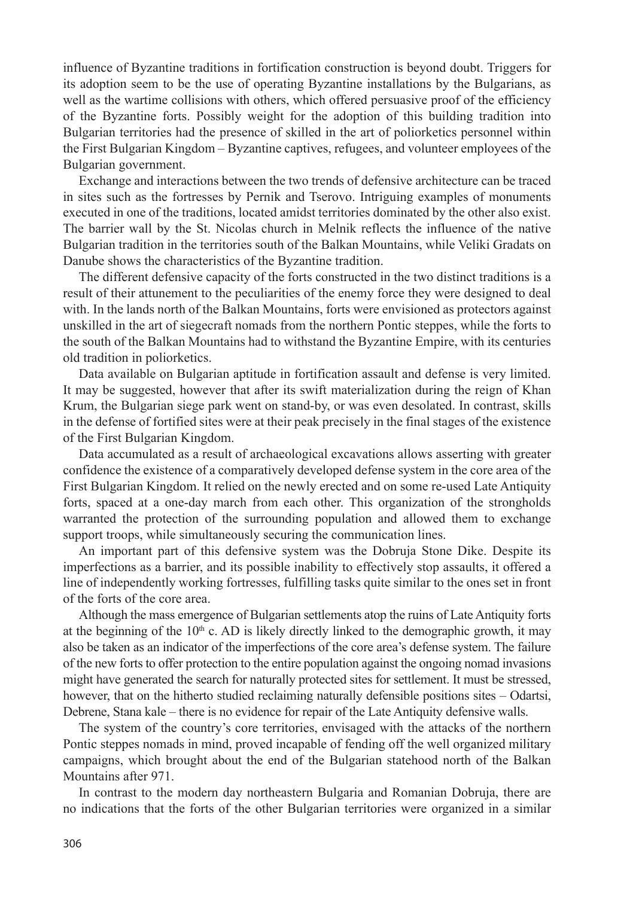influence of Byzantine traditions in fortification construction is beyond doubt. Triggers for its adoption seem to be the use of operating Byzantine installations by the Bulgarians, as well as the wartime collisions with others, which offered persuasive proof of the efficiency of the Byzantine forts. Possibly weight for the adoption of this building tradition into Bulgarian territories had the presence of skilled in the art of poliorketics personnel within the First Bulgarian Kingdom – Byzantine captives, refugees, and volunteer employees of the Bulgarian government.

Exchange and interactions between the two trends of defensive architecture can be traced in sites such as the fortresses by Pernik and Tserovo. Intriguing examples of monuments executed in one of the traditions, located amidst territories dominated by the other also exist. The barrier wall by the St. Nicolas church in Melnik reflects the influence of the native Bulgarian tradition in the territories south of the Balkan Mountains, while Veliki Gradats on Danube shows the characteristics of the Byzantine tradition.

The different defensive capacity of the forts constructed in the two distinct traditions is a result of their attunement to the peculiarities of the enemy force they were designed to deal with. In the lands north of the Balkan Mountains, forts were envisioned as protectors against unskilled in the art of siegecraft nomads from the northern Pontic steppes, while the forts to the south of the Balkan Mountains had to withstand the Byzantine Empire, with its centuries old tradition in poliorketics.

Data available on Bulgarian aptitude in fortification assault and defense is very limited. It may be suggested, however that after its swift materialization during the reign of Khan Krum, the Bulgarian siege park went on stand-by, or was even desolated. In contrast, skills in the defense of fortified sites were at their peak precisely in the final stages of the existence of the First Bulgarian Kingdom.

Data accumulated as a result of archaeological excavations allows asserting with greater confidence the existence of a comparatively developed defense system in the core area of the First Bulgarian Kingdom. It relied on the newly erected and on some re-used Late Antiquity forts, spaced at a one-day march from each other. This organization of the strongholds warranted the protection of the surrounding population and allowed them to exchange support troops, while simultaneously securing the communication lines.

An important part of this defensive system was the Dobruja Stone Dike. Despite its imperfections as a barrier, and its possible inability to effectively stop assaults, it offered a line of independently working fortresses, fulfilling tasks quite similar to the ones set in front of the forts of the core area.

Although the mass emergence of Bulgarian settlements atop the ruins of Late Antiquity forts at the beginning of the 10th c. AD is likely directly linked to the demographic growth, it may also be taken as an indicator of the imperfections of the core area's defense system. The failure of the new forts to offer protection to the entire population against the ongoing nomad invasions might have generated the search for naturally protected sites for settlement. It must be stressed, however, that on the hitherto studied reclaiming naturally defensible positions sites – Odartsi, Debrene, Stana kale – there is no evidence for repair of the Late Antiquity defensive walls.

The system of the country's core territories, envisaged with the attacks of the northern Pontic steppes nomads in mind, proved incapable of fending off the well organized military campaigns, which brought about the end of the Bulgarian statehood north of the Balkan Mountains after 971.

In contrast to the modern day northeastern Bulgaria and Romanian Dobruja, there are no indications that the forts of the other Bulgarian territories were organized in a similar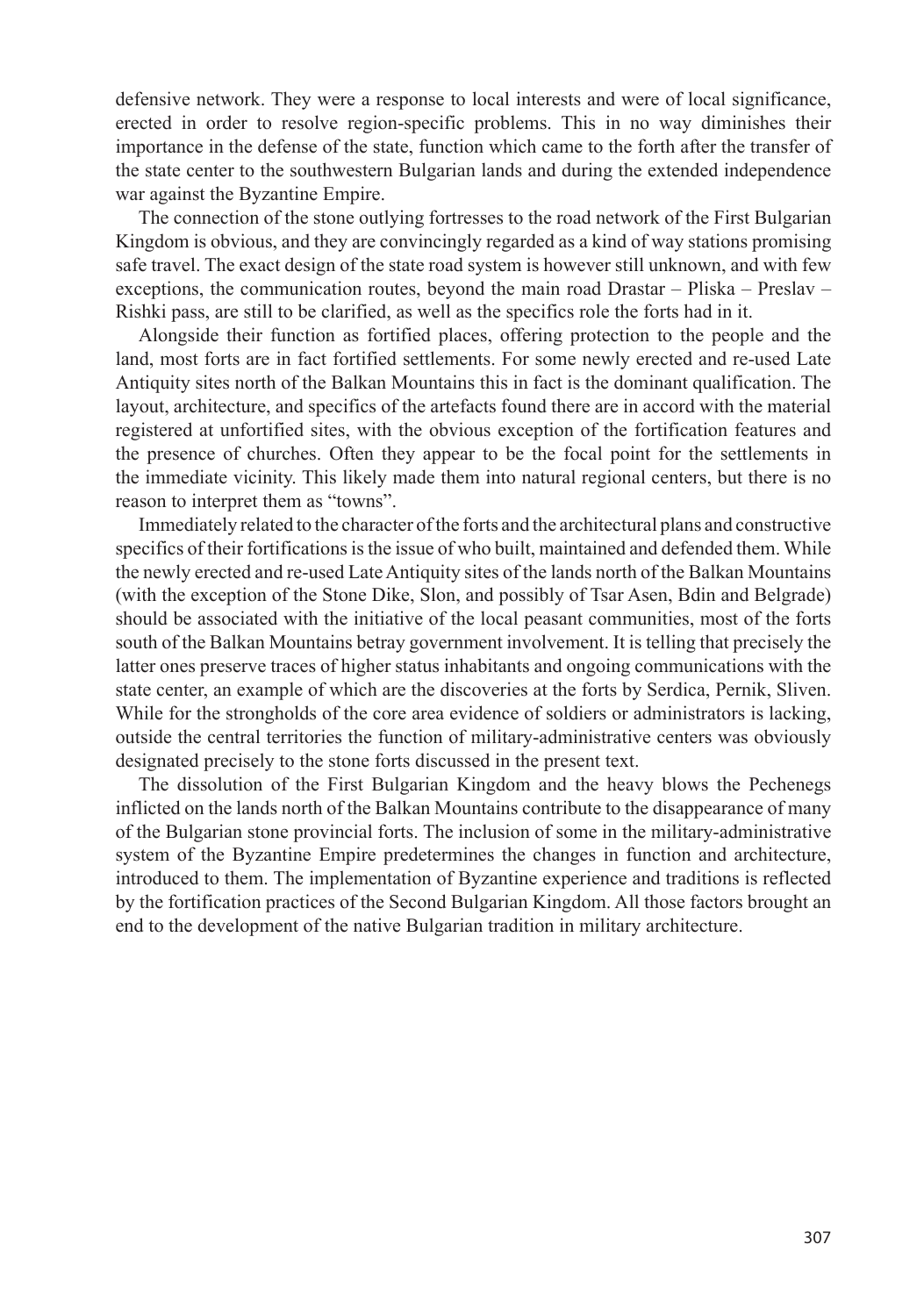defensive network. They were a response to local interests and were of local significance, erected in order to resolve region-specific problems. This in no way diminishes their importance in the defense of the state, function which came to the forth after the transfer of the state center to the southwestern Bulgarian lands and during the extended independence war against the Byzantine Empire.

The connection of the stone outlying fortresses to the road network of the First Bulgarian Kingdom is obvious, and they are convincingly regarded as a kind of way stations promising safe travel. The exact design of the state road system is however still unknown, and with few exceptions, the communication routes, beyond the main road Drastar – Pliska – Preslav – Rishki pass, are still to be clarified, as well as the specifics role the forts had in it.

Alongside their function as fortified places, offering protection to the people and the land, most forts are in fact fortified settlements. For some newly erected and re-used Late Antiquity sites north of the Balkan Mountains this in fact is the dominant qualification. The layout, architecture, and specifics of the artefacts found there are in accord with the material registered at unfortified sites, with the obvious exception of the fortification features and the presence of churches. Often they appear to be the focal point for the settlements in the immediate vicinity. This likely made them into natural regional centers, but there is no reason to interpret them as "towns".

Immediately related to the character of the forts and the architectural plans and constructive specifics of their fortifications is the issue of who built, maintained and defended them. While the newly erected and re-used Late Antiquity sites of the lands north of the Balkan Mountains (with the exception of the Stone Dike, Slon, and possibly of Tsar Asen, Bdin and Belgrade) should be associated with the initiative of the local peasant communities, most of the forts south of the Balkan Mountains betray government involvement. It is telling that precisely the latter ones preserve traces of higher status inhabitants and ongoing communications with the state center, an example of which are the discoveries at the forts by Serdica, Pernik, Sliven. While for the strongholds of the core area evidence of soldiers or administrators is lacking, outside the central territories the function of military-administrative centers was obviously designated precisely to the stone forts discussed in the present text.

The dissolution of the First Bulgarian Kingdom and the heavy blows the Pechenegs inflicted on the lands north of the Balkan Mountains contribute to the disappearance of many of the Bulgarian stone provincial forts. The inclusion of some in the military-administrative system of the Byzantine Empire predetermines the changes in function and architecture, introduced to them. The implementation of Byzantine experience and traditions is reflected by the fortification practices of the Second Bulgarian Kingdom. All those factors brought an end to the development of the native Bulgarian tradition in military architecture.